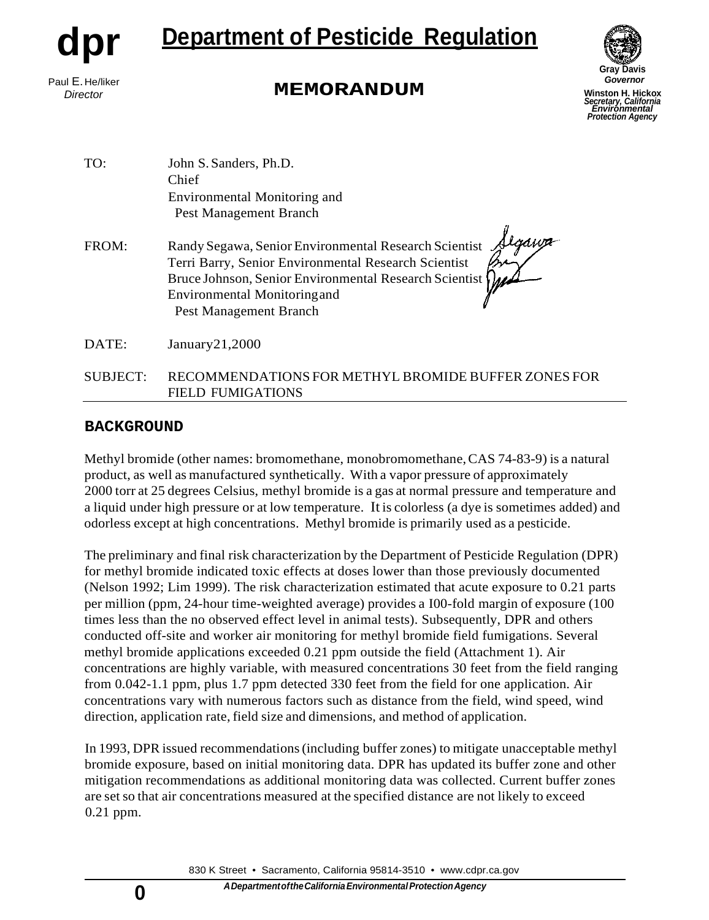**dpr** **Department of Pesticide Regulation**

Paul E. He/liker
*Director*

**MEMORANDUM**

**Gray Davis**
*Governor*

**Winston H. Hickox**
*Secretary, California Environmental Protection Agency*

TO: John S. Sanders, Ph.D.
Chief
Environmental Monitoring and
Pest Management Branch

FROM: Randy Segawa, Senior Environmental Research Scientist
Terri Barry, Senior Environmental Research Scientist
Bruce Johnson, Senior Environmental Research Scientist
Environmental Monitoring and
Pest Management Branch

DATE: January21,2000

SUBJECT: RECOMMENDATIONS FOR METHYL BROMIDE BUFFER ZONES FOR FIELD FUMIGATIONS

## BACKGROUND

Methyl bromide (other names: bromomethane, monobromomethane, CAS 74-83-9) is a natural product, as well as manufactured synthetically. With a vapor pressure of approximately 2000 torr at 25 degrees Celsius, methyl bromide is a gas at normal pressure and temperature and a liquid under high pressure or at low temperature. It is colorless (a dye is sometimes added) and odorless except at high concentrations. Methyl bromide is primarily used as a pesticide.

The preliminary and final risk characterization by the Department of Pesticide Regulation (DPR) for methyl bromide indicated toxic effects at doses lower than those previously documented (Nelson 1992; Lim 1999). The risk characterization estimated that acute exposure to 0.21 parts per million (ppm, 24-hour time-weighted average) provides a I00-fold margin of exposure (100 times less than the no observed effect level in animal tests). Subsequently, DPR and others conducted off-site and worker air monitoring for methyl bromide field fumigations. Several methyl bromide applications exceeded 0.21 ppm outside the field (Attachment 1). Air concentrations are highly variable, with measured concentrations 30 feet from the field ranging from 0.042-1.1 ppm, plus 1.7 ppm detected 330 feet from the field for one application. Air concentrations vary with numerous factors such as distance from the field, wind speed, wind direction, application rate, field size and dimensions, and method of application.

In 1993, DPR issued recommendations (including buffer zones) to mitigate unacceptable methyl bromide exposure, based on initial monitoring data. DPR has updated its buffer zone and other mitigation recommendations as additional monitoring data was collected. Current buffer zones are set so that air concentrations measured at the specified distance are not likely to exceed 0.21 ppm.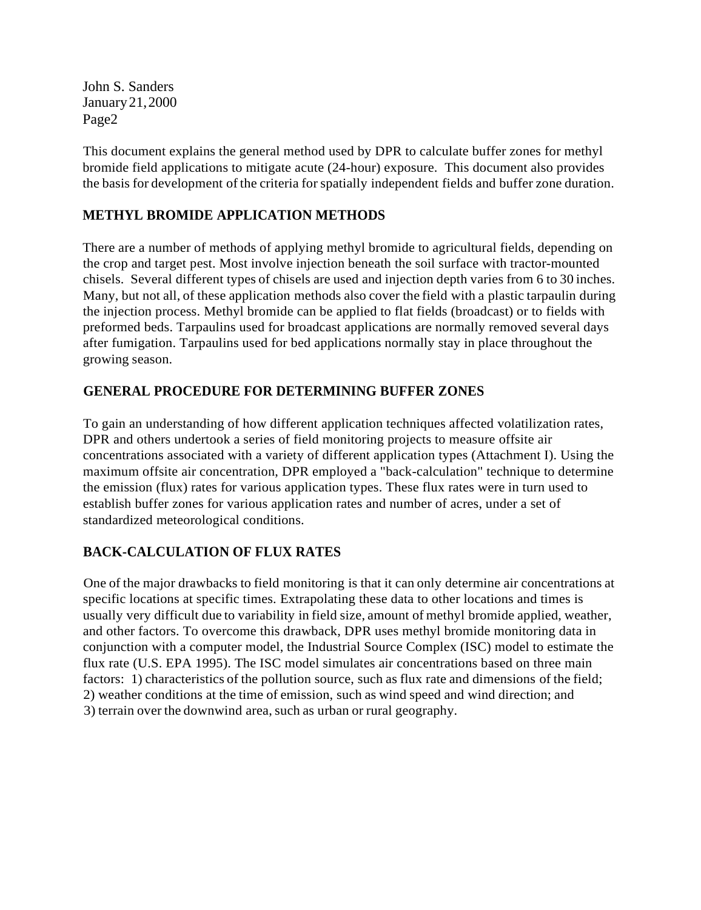This document explains the general method used by DPR to calculate buffer zones for methyl bromide field applications to mitigate acute (24-hour) exposure. This document also provides the basis for development of the criteria for spatially independent fields and buffer zone duration.

## METHYL BROMIDE APPLICATION METHODS

There are a number of methods of applying methyl bromide to agricultural fields, depending on the crop and target pest. Most involve injection beneath the soil surface with tractor-mounted chisels. Several different types of chisels are used and injection depth varies from 6 to 30 inches. Many, but not all, of these application methods also cover the field with a plastic tarpaulin during the injection process. Methyl bromide can be applied to flat fields (broadcast) or to fields with preformed beds. Tarpaulins used for broadcast applications are normally removed several days after fumigation. Tarpaulins used for bed applications normally stay in place throughout the growing season.

## GENERAL PROCEDURE FOR DETERMINING BUFFER ZONES

To gain an understanding of how different application techniques affected volatilization rates, DPR and others undertook a series of field monitoring projects to measure offsite air concentrations associated with a variety of different application types (Attachment I). Using the maximum offsite air concentration, DPR employed a "back-calculation" technique to determine the emission (flux) rates for various application types. These flux rates were in turn used to establish buffer zones for various application rates and number of acres, under a set of standardized meteorological conditions.

## BACK-CALCULATION OF FLUX RATES

One of the major drawbacks to field monitoring is that it can only determine air concentrations at specific locations at specific times. Extrapolating these data to other locations and times is usually very difficult due to variability in field size, amount of methyl bromide applied, weather, and other factors. To overcome this drawback, DPR uses methyl bromide monitoring data in conjunction with a computer model, the Industrial Source Complex (ISC) model to estimate the flux rate (U.S. EPA 1995). The ISC model simulates air concentrations based on three main factors: 1) characteristics of the pollution source, such as flux rate and dimensions of the field; 2) weather conditions at the time of emission, such as wind speed and wind direction; and 3) terrain over the downwind area, such as urban or rural geography.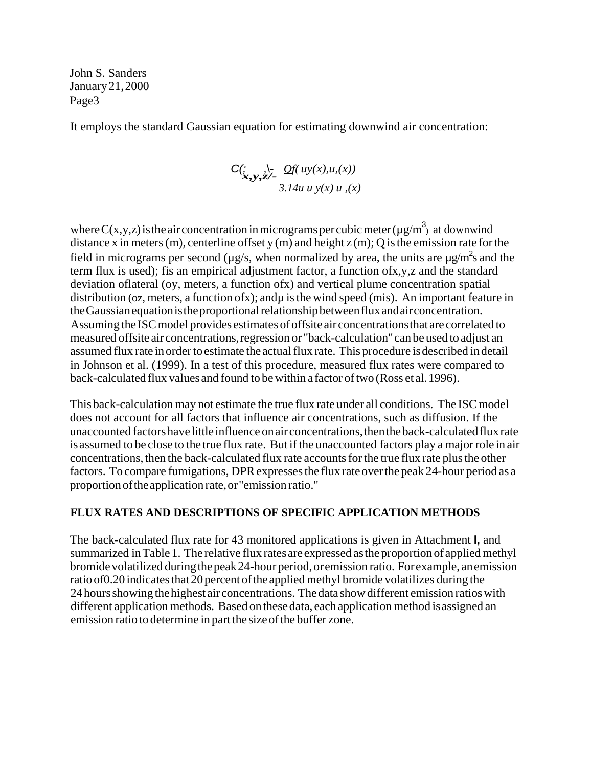It employs the standard Gaussian equation for estimating downwind air concentration:

$$C(x,y,z) = \frac{Qf(\sigma_y(x),\sigma_z(x))}{3.14\mu\,\sigma_y(x)\,\sigma_z(x)}$$

where $C(x,y,z)$ is the air concentration in micrograms per cubic meter ($\mu g/m^3$) at downwind distance x in meters (m), centerline offset y (m) and height z (m); Q is the emission rate for the field in micrograms per second ($\mu g/s$, when normalized by area, the units are $\mu g/m^2 s$ and the term flux is used); f is an empirical adjustment factor, a function of x,y,z and the standard deviation of lateral ($\sigma_y$, meters, a function of x) and vertical plume concentration spatial distribution ($\sigma_z$, meters, a function of x); and $\mu$ is the wind speed (m/s). An important feature in the Gaussian equation is the proportional relationship between flux and air concentration. Assuming the ISC model provides estimates of offsite air concentrations that are correlated to measured offsite air concentrations, regression or "back-calculation" can be used to adjust an assumed flux rate in order to estimate the actual flux rate. This procedure is described in detail in Johnson et al. (1999). In a test of this procedure, measured flux rates were compared to back-calculated flux values and found to be within a factor of two (Ross et al. 1996).

This back-calculation may not estimate the true flux rate under all conditions. The ISC model does not account for all factors that influence air concentrations, such as diffusion. If the unaccounted factors have little influence on air concentrations, then the back-calculated flux rate is assumed to be close to the true flux rate. But if the unaccounted factors play a major role in air concentrations, then the back-calculated flux rate accounts for the true flux rate plus the other factors. To compare fumigations, DPR expresses the flux rate over the peak 24-hour period as a proportion of the application rate, or "emission ratio."

## FLUX RATES AND DESCRIPTIONS OF SPECIFIC APPLICATION METHODS

The back-calculated flux rate for 43 monitored applications is given in Attachment **I**, and summarized in Table 1. The relative flux rates are expressed as the proportion of applied methyl bromide volatilized during the peak 24-hour period, or emission ratio. For example, an emission ratio of 0.20 indicates that 20 percent of the applied methyl bromide volatilizes during the 24 hours showing the highest air concentrations. The data show different emission ratios with different application methods. Based on these data, each application method is assigned an emission ratio to determine in part the size of the buffer zone.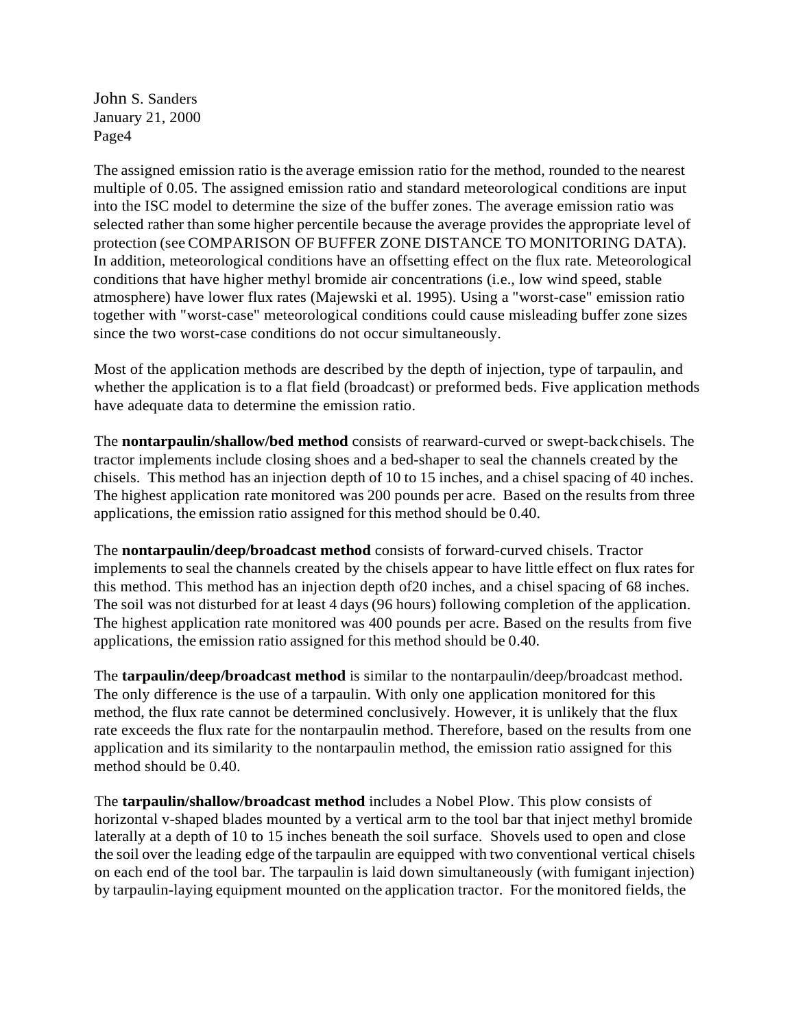The assigned emission ratio is the average emission ratio for the method, rounded to the nearest multiple of 0.05. The assigned emission ratio and standard meteorological conditions are input into the ISC model to determine the size of the buffer zones. The average emission ratio was selected rather than some higher percentile because the average provides the appropriate level of protection (see COMPARISON OF BUFFER ZONE DISTANCE TO MONITORING DATA). In addition, meteorological conditions have an offsetting effect on the flux rate. Meteorological conditions that have higher methyl bromide air concentrations (i.e., low wind speed, stable atmosphere) have lower flux rates (Majewski et al. 1995). Using a "worst-case" emission ratio together with "worst-case" meteorological conditions could cause misleading buffer zone sizes since the two worst-case conditions do not occur simultaneously.

Most of the application methods are described by the depth of injection, type of tarpaulin, and whether the application is to a flat field (broadcast) or preformed beds. Five application methods have adequate data to determine the emission ratio.

The **nontarpaulin/shallow/bed method** consists of rearward-curved or swept-back chisels. The tractor implements include closing shoes and a bed-shaper to seal the channels created by the chisels. This method has an injection depth of 10 to 15 inches, and a chisel spacing of 40 inches. The highest application rate monitored was 200 pounds per acre. Based on the results from three applications, the emission ratio assigned for this method should be 0.40.

The **nontarpaulin/deep/broadcast method** consists of forward-curved chisels. Tractor implements to seal the channels created by the chisels appear to have little effect on flux rates for this method. This method has an injection depth of20 inches, and a chisel spacing of 68 inches. The soil was not disturbed for at least 4 days (96 hours) following completion of the application. The highest application rate monitored was 400 pounds per acre. Based on the results from five applications, the emission ratio assigned for this method should be 0.40.

The **tarpaulin/deep/broadcast method** is similar to the nontarpaulin/deep/broadcast method. The only difference is the use of a tarpaulin. With only one application monitored for this method, the flux rate cannot be determined conclusively. However, it is unlikely that the flux rate exceeds the flux rate for the nontarpaulin method. Therefore, based on the results from one application and its similarity to the nontarpaulin method, the emission ratio assigned for this method should be 0.40.

The **tarpaulin/shallow/broadcast method** includes a Nobel Plow. This plow consists of horizontal v-shaped blades mounted by a vertical arm to the tool bar that inject methyl bromide laterally at a depth of 10 to 15 inches beneath the soil surface. Shovels used to open and close the soil over the leading edge of the tarpaulin are equipped with two conventional vertical chisels on each end of the tool bar. The tarpaulin is laid down simultaneously (with fumigant injection) by tarpaulin-laying equipment mounted on the application tractor. For the monitored fields, the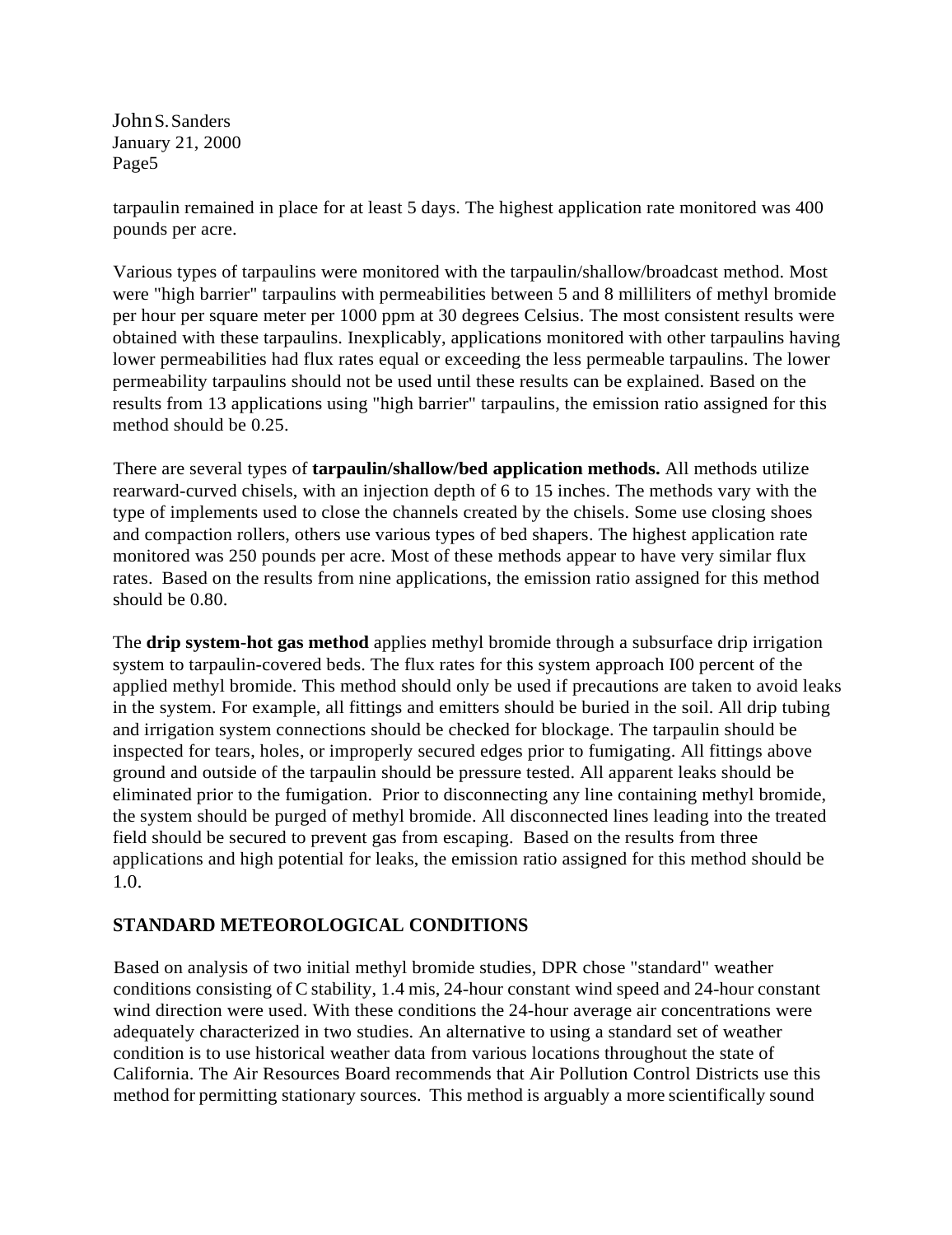tarpaulin remained in place for at least 5 days. The highest application rate monitored was 400 pounds per acre.

Various types of tarpaulins were monitored with the tarpaulin/shallow/broadcast method. Most were "high barrier" tarpaulins with permeabilities between 5 and 8 milliliters of methyl bromide per hour per square meter per 1000 ppm at 30 degrees Celsius. The most consistent results were obtained with these tarpaulins. Inexplicably, applications monitored with other tarpaulins having lower permeabilities had flux rates equal or exceeding the less permeable tarpaulins. The lower permeability tarpaulins should not be used until these results can be explained. Based on the results from 13 applications using "high barrier" tarpaulins, the emission ratio assigned for this method should be 0.25.

There are several types of **tarpaulin/shallow/bed application methods.** All methods utilize rearward-curved chisels, with an injection depth of 6 to 15 inches. The methods vary with the type of implements used to close the channels created by the chisels. Some use closing shoes and compaction rollers, others use various types of bed shapers. The highest application rate monitored was 250 pounds per acre. Most of these methods appear to have very similar flux rates. Based on the results from nine applications, the emission ratio assigned for this method should be 0.80.

The **drip system-hot gas method** applies methyl bromide through a subsurface drip irrigation system to tarpaulin-covered beds. The flux rates for this system approach I00 percent of the applied methyl bromide. This method should only be used if precautions are taken to avoid leaks in the system. For example, all fittings and emitters should be buried in the soil. All drip tubing and irrigation system connections should be checked for blockage. The tarpaulin should be inspected for tears, holes, or improperly secured edges prior to fumigating. All fittings above ground and outside of the tarpaulin should be pressure tested. All apparent leaks should be eliminated prior to the fumigation. Prior to disconnecting any line containing methyl bromide, the system should be purged of methyl bromide. All disconnected lines leading into the treated field should be secured to prevent gas from escaping. Based on the results from three applications and high potential for leaks, the emission ratio assigned for this method should be 1.0.

## STANDARD METEOROLOGICAL CONDITIONS

Based on analysis of two initial methyl bromide studies, DPR chose "standard" weather conditions consisting of C stability, 1.4 mis, 24-hour constant wind speed and 24-hour constant wind direction were used. With these conditions the 24-hour average air concentrations were adequately characterized in two studies. An alternative to using a standard set of weather condition is to use historical weather data from various locations throughout the state of California. The Air Resources Board recommends that Air Pollution Control Districts use this method for permitting stationary sources. This method is arguably a more scientifically sound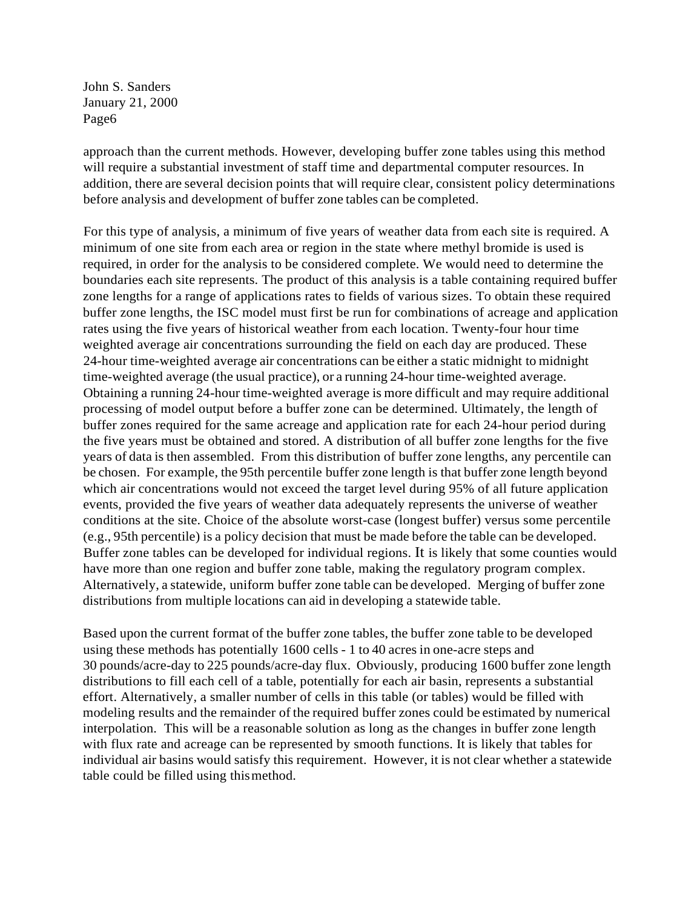approach than the current methods. However, developing buffer zone tables using this method will require a substantial investment of staff time and departmental computer resources. In addition, there are several decision points that will require clear, consistent policy determinations before analysis and development of buffer zone tables can be completed.

For this type of analysis, a minimum of five years of weather data from each site is required. A minimum of one site from each area or region in the state where methyl bromide is used is required, in order for the analysis to be considered complete. We would need to determine the boundaries each site represents. The product of this analysis is a table containing required buffer zone lengths for a range of applications rates to fields of various sizes. To obtain these required buffer zone lengths, the ISC model must first be run for combinations of acreage and application rates using the five years of historical weather from each location. Twenty-four hour time weighted average air concentrations surrounding the field on each day are produced. These 24-hour time-weighted average air concentrations can be either a static midnight to midnight time-weighted average (the usual practice), or a running 24-hour time-weighted average. Obtaining a running 24-hour time-weighted average is more difficult and may require additional processing of model output before a buffer zone can be determined. Ultimately, the length of buffer zones required for the same acreage and application rate for each 24-hour period during the five years must be obtained and stored. A distribution of all buffer zone lengths for the five years of data is then assembled. From this distribution of buffer zone lengths, any percentile can be chosen. For example, the 95th percentile buffer zone length is that buffer zone length beyond which air concentrations would not exceed the target level during 95% of all future application events, provided the five years of weather data adequately represents the universe of weather conditions at the site. Choice of the absolute worst-case (longest buffer) versus some percentile (e.g., 95th percentile) is a policy decision that must be made before the table can be developed. Buffer zone tables can be developed for individual regions. It is likely that some counties would have more than one region and buffer zone table, making the regulatory program complex. Alternatively, a statewide, uniform buffer zone table can be developed. Merging of buffer zone distributions from multiple locations can aid in developing a statewide table.

Based upon the current format of the buffer zone tables, the buffer zone table to be developed using these methods has potentially 1600 cells - 1 to 40 acres in one-acre steps and 30 pounds/acre-day to 225 pounds/acre-day flux. Obviously, producing 1600 buffer zone length distributions to fill each cell of a table, potentially for each air basin, represents a substantial effort. Alternatively, a smaller number of cells in this table (or tables) would be filled with modeling results and the remainder of the required buffer zones could be estimated by numerical interpolation. This will be a reasonable solution as long as the changes in buffer zone length with flux rate and acreage can be represented by smooth functions. It is likely that tables for individual air basins would satisfy this requirement. However, it is not clear whether a statewide table could be filled using this method.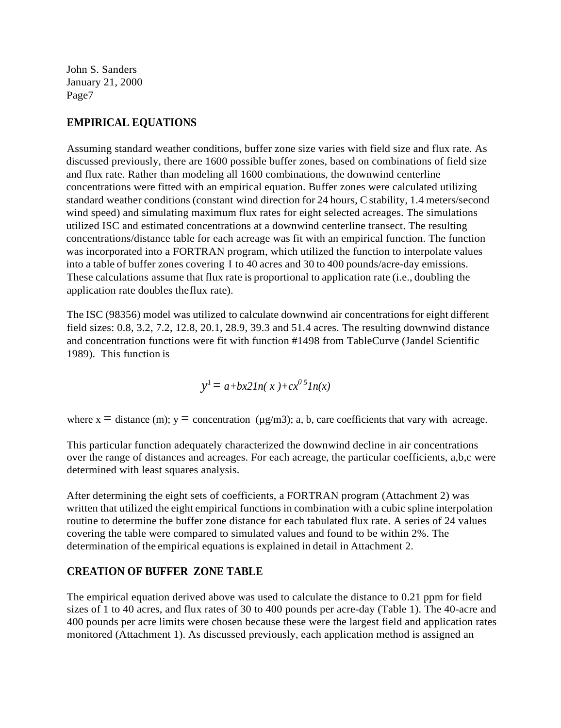## EMPIRICAL EQUATIONS

Assuming standard weather conditions, buffer zone size varies with field size and flux rate. As discussed previously, there are 1600 possible buffer zones, based on combinations of field size and flux rate. Rather than modeling all 1600 combinations, the downwind centerline concentrations were fitted with an empirical equation. Buffer zones were calculated utilizing standard weather conditions (constant wind direction for 24 hours, C stability, 1.4 meters/second wind speed) and simulating maximum flux rates for eight selected acreages. The simulations utilized ISC and estimated concentrations at a downwind centerline transect. The resulting concentrations/distance table for each acreage was fit with an empirical function. The function was incorporated into a FORTRAN program, which utilized the function to interpolate values into a table of buffer zones covering I to 40 acres and 30 to 400 pounds/acre-day emissions. These calculations assume that flux rate is proportional to application rate (i.e., doubling the application rate doubles the flux rate).

The ISC (98356) model was utilized to calculate downwind air concentrations for eight different field sizes: 0.8, 3.2, 7.2, 12.8, 20.1, 28.9, 39.3 and 51.4 acres. The resulting downwind distance and concentration functions were fit with function #1498 from TableCurve (Jandel Scientific 1989). This function is

$$y^{1} = a+bx21n(x)+cx^{0\ 5}1n(x)$$

where x = distance (m); y = concentration (µg/m3); a, b, care coefficients that vary with acreage.

This particular function adequately characterized the downwind decline in air concentrations over the range of distances and acreages. For each acreage, the particular coefficients, a,b,c were determined with least squares analysis.

After determining the eight sets of coefficients, a FORTRAN program (Attachment 2) was written that utilized the eight empirical functions in combination with a cubic spline interpolation routine to determine the buffer zone distance for each tabulated flux rate. A series of 24 values covering the table were compared to simulated values and found to be within 2%. The determination of the empirical equations is explained in detail in Attachment 2.

## CREATION OF BUFFER ZONE TABLE

The empirical equation derived above was used to calculate the distance to 0.21 ppm for field sizes of 1 to 40 acres, and flux rates of 30 to 400 pounds per acre-day (Table 1). The 40-acre and 400 pounds per acre limits were chosen because these were the largest field and application rates monitored (Attachment 1). As discussed previously, each application method is assigned an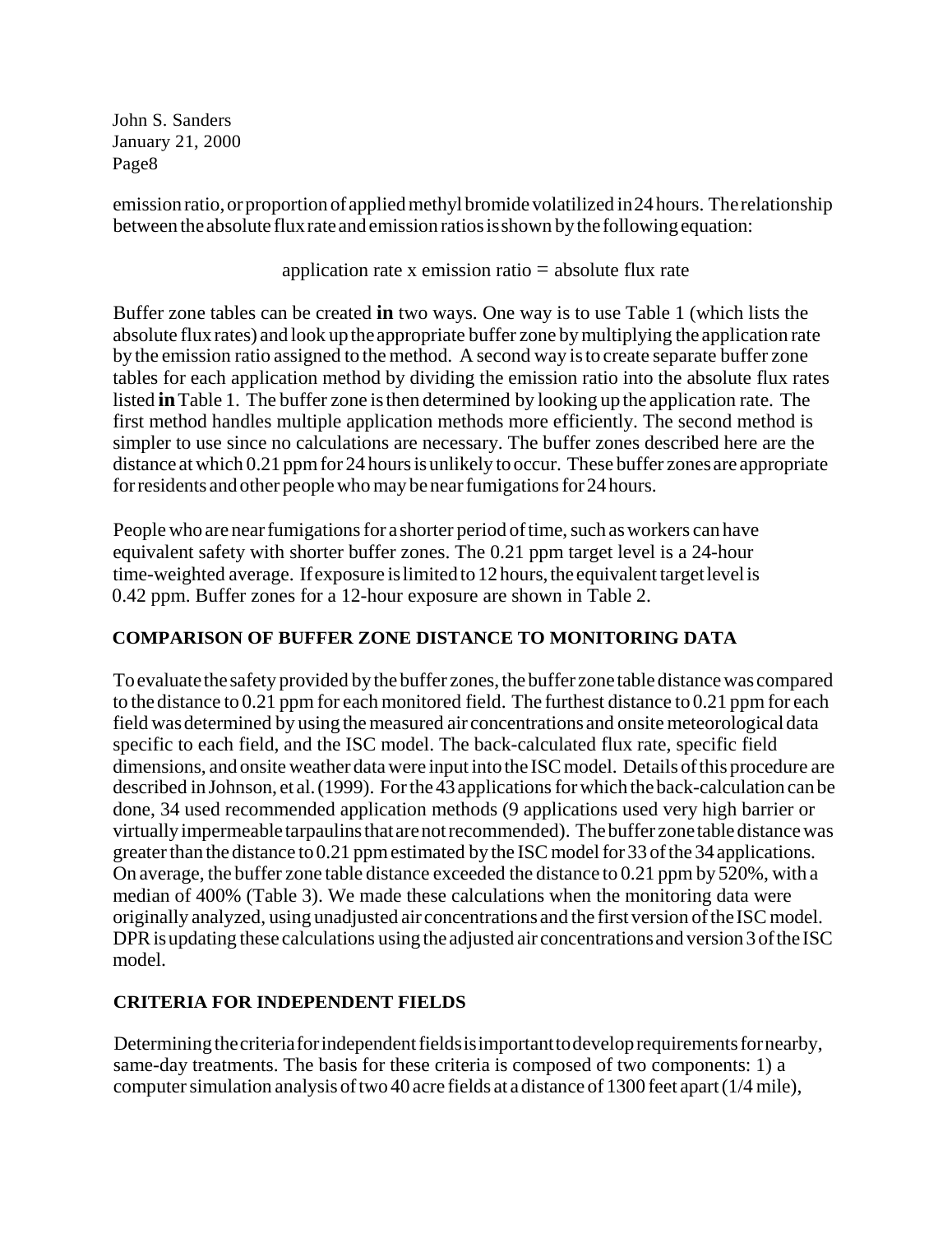emission ratio, or proportion of applied methyl bromide volatilized in 24 hours. The relationship between the absolute flux rate and emission ratios is shown by the following equation:

application rate x emission ratio = absolute flux rate

Buffer zone tables can be created **in** two ways. One way is to use Table 1 (which lists the absolute flux rates) and look up the appropriate buffer zone by multiplying the application rate by the emission ratio assigned to the method. A second way is to create separate buffer zone tables for each application method by dividing the emission ratio into the absolute flux rates listed **in** Table 1. The buffer zone is then determined by looking up the application rate. The first method handles multiple application methods more efficiently. The second method is simpler to use since no calculations are necessary. The buffer zones described here are the distance at which 0.21 ppm for 24 hours is unlikely to occur. These buffer zones are appropriate for residents and other people who may be near fumigations for 24 hours.

People who are near fumigations for a shorter period of time, such as workers can have equivalent safety with shorter buffer zones. The 0.21 ppm target level is a 24-hour time-weighted average. If exposure is limited to 12 hours, the equivalent target level is 0.42 ppm. Buffer zones for a 12-hour exposure are shown in Table 2.

## COMPARISON OF BUFFER ZONE DISTANCE TO MONITORING DATA

To evaluate the safety provided by the buffer zones, the buffer zone table distance was compared to the distance to 0.21 ppm for each monitored field. The furthest distance to 0.21 ppm for each field was determined by using the measured air concentrations and onsite meteorological data specific to each field, and the ISC model. The back-calculated flux rate, specific field dimensions, and onsite weather data were input into the ISC model. Details of this procedure are described in Johnson, et al. (1999). For the 43 applications for which the back-calculation can be done, 34 used recommended application methods (9 applications used very high barrier or virtually impermeable tarpaulins that are not recommended). The buffer zone table distance was greater than the distance to 0.21 ppm estimated by the ISC model for 33 of the 34 applications. On average, the buffer zone table distance exceeded the distance to 0.21 ppm by 520%, with a median of 400% (Table 3). We made these calculations when the monitoring data were originally analyzed, using unadjusted air concentrations and the first version of the ISC model. DPR is updating these calculations using the adjusted air concentrations and version 3 of the ISC model.

## CRITERIA FOR INDEPENDENT FIELDS

Determining the criteria for independent fields is important to develop requirements for nearby, same-day treatments. The basis for these criteria is composed of two components: 1) a computer simulation analysis of two 40 acre fields at a distance of 1300 feet apart (1/4 mile),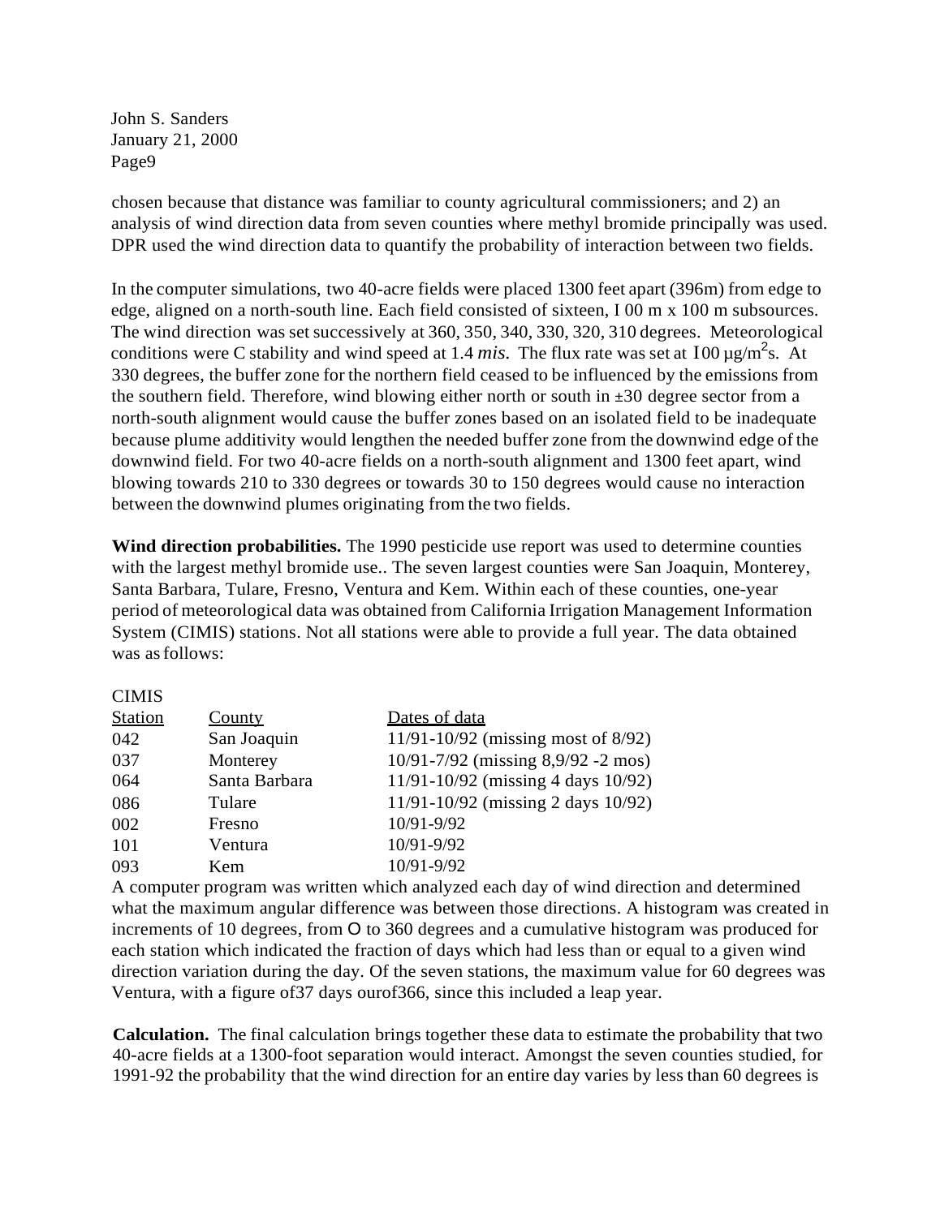chosen because that distance was familiar to county agricultural commissioners; and 2) an analysis of wind direction data from seven counties where methyl bromide principally was used. DPR used the wind direction data to quantify the probability of interaction between two fields.

In the computer simulations, two 40-acre fields were placed 1300 feet apart (396m) from edge to edge, aligned on a north-south line. Each field consisted of sixteen, I 00 m x 100 m subsources. The wind direction was set successively at 360, 350, 340, 330, 320, 310 degrees. Meteorological conditions were C stability and wind speed at 1.4 *mis.* The flux rate was set at I00 μg/m$^2$s. At 330 degrees, the buffer zone for the northern field ceased to be influenced by the emissions from the southern field. Therefore, wind blowing either north or south in ±30 degree sector from a north-south alignment would cause the buffer zones based on an isolated field to be inadequate because plume additivity would lengthen the needed buffer zone from the downwind edge of the downwind field. For two 40-acre fields on a north-south alignment and 1300 feet apart, wind blowing towards 210 to 330 degrees or towards 30 to 150 degrees would cause no interaction between the downwind plumes originating from the two fields.

**Wind direction probabilities.** The 1990 pesticide use report was used to determine counties with the largest methyl bromide use.. The seven largest counties were San Joaquin, Monterey, Santa Barbara, Tulare, Fresno, Ventura and Kem. Within each of these counties, one-year period of meteorological data was obtained from California Irrigation Management Information System (CIMIS) stations. Not all stations were able to provide a full year. The data obtained was as follows:

| CIMIS Station | County | Dates of data |
|---|---|---|
| 042 | San Joaquin | 11/91-10/92 (missing most of 8/92) |
| 037 | Monterey | 10/91-7/92 (missing 8,9/92 -2 mos) |
| 064 | Santa Barbara | 11/91-10/92 (missing 4 days 10/92) |
| 086 | Tulare | 11/91-10/92 (missing 2 days 10/92) |
| 002 | Fresno | 10/91-9/92 |
| 101 | Ventura | 10/91-9/92 |
| 093 | Kem | 10/91-9/92 |

A computer program was written which analyzed each day of wind direction and determined what the maximum angular difference was between those directions. A histogram was created in increments of 10 degrees, from O to 360 degrees and a cumulative histogram was produced for each station which indicated the fraction of days which had less than or equal to a given wind direction variation during the day. Of the seven stations, the maximum value for 60 degrees was Ventura, with a figure of37 days ourof366, since this included a leap year.

**Calculation.** The final calculation brings together these data to estimate the probability that two 40-acre fields at a 1300-foot separation would interact. Amongst the seven counties studied, for 1991-92 the probability that the wind direction for an entire day varies by less than 60 degrees is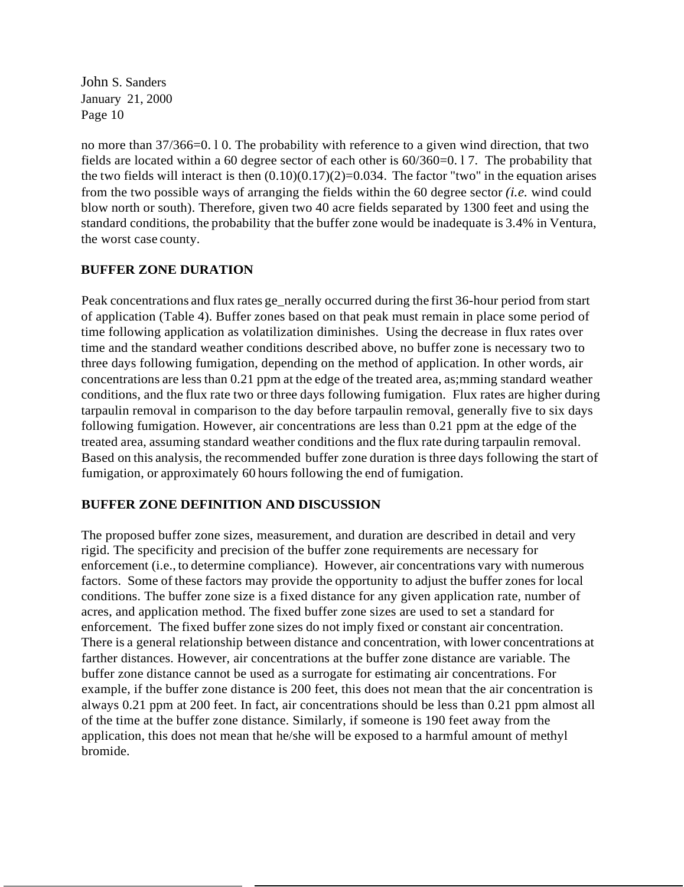no more than 37/366=0.10. The probability with reference to a given wind direction, that two fields are located within a 60 degree sector of each other is 60/360=0.17. The probability that the two fields will interact is then (0.10)(0.17)(2)=0.034. The factor "two" in the equation arises from the two possible ways of arranging the fields within the 60 degree sector *(i.e.* wind could blow north or south). Therefore, given two 40 acre fields separated by 1300 feet and using the standard conditions, the probability that the buffer zone would be inadequate is 3.4% in Ventura, the worst case county.

## BUFFER ZONE DURATION

Peak concentrations and flux rates generally occurred during the first 36-hour period from start of application (Table 4). Buffer zones based on that peak must remain in place some period of time following application as volatilization diminishes. Using the decrease in flux rates over time and the standard weather conditions described above, no buffer zone is necessary two to three days following fumigation, depending on the method of application. In other words, air concentrations are less than 0.21 ppm at the edge of the treated area, assuming standard weather conditions, and the flux rate two or three days following fumigation. Flux rates are higher during tarpaulin removal in comparison to the day before tarpaulin removal, generally five to six days following fumigation. However, air concentrations are less than 0.21 ppm at the edge of the treated area, assuming standard weather conditions and the flux rate during tarpaulin removal. Based on this analysis, the recommended buffer zone duration is three days following the start of fumigation, or approximately 60 hours following the end of fumigation.

## BUFFER ZONE DEFINITION AND DISCUSSION

The proposed buffer zone sizes, measurement, and duration are described in detail and very rigid. The specificity and precision of the buffer zone requirements are necessary for enforcement (i.e., to determine compliance). However, air concentrations vary with numerous factors. Some of these factors may provide the opportunity to adjust the buffer zones for local conditions. The buffer zone size is a fixed distance for any given application rate, number of acres, and application method. The fixed buffer zone sizes are used to set a standard for enforcement. The fixed buffer zone sizes do not imply fixed or constant air concentration. There is a general relationship between distance and concentration, with lower concentrations at farther distances. However, air concentrations at the buffer zone distance are variable. The buffer zone distance cannot be used as a surrogate for estimating air concentrations. For example, if the buffer zone distance is 200 feet, this does not mean that the air concentration is always 0.21 ppm at 200 feet. In fact, air concentrations should be less than 0.21 ppm almost all of the time at the buffer zone distance. Similarly, if someone is 190 feet away from the application, this does not mean that he/she will be exposed to a harmful amount of methyl bromide.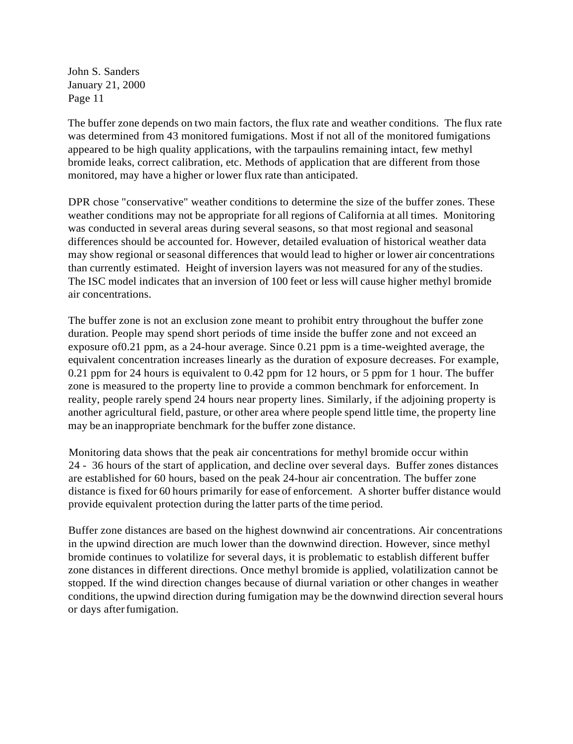The buffer zone depends on two main factors, the flux rate and weather conditions. The flux rate was determined from 43 monitored fumigations. Most if not all of the monitored fumigations appeared to be high quality applications, with the tarpaulins remaining intact, few methyl bromide leaks, correct calibration, etc. Methods of application that are different from those monitored, may have a higher or lower flux rate than anticipated.

DPR chose "conservative" weather conditions to determine the size of the buffer zones. These weather conditions may not be appropriate for all regions of California at all times. Monitoring was conducted in several areas during several seasons, so that most regional and seasonal differences should be accounted for. However, detailed evaluation of historical weather data may show regional or seasonal differences that would lead to higher or lower air concentrations than currently estimated. Height of inversion layers was not measured for any of the studies. The ISC model indicates that an inversion of 100 feet or less will cause higher methyl bromide air concentrations.

The buffer zone is not an exclusion zone meant to prohibit entry throughout the buffer zone duration. People may spend short periods of time inside the buffer zone and not exceed an exposure of0.21 ppm, as a 24-hour average. Since 0.21 ppm is a time-weighted average, the equivalent concentration increases linearly as the duration of exposure decreases. For example, 0.21 ppm for 24 hours is equivalent to 0.42 ppm for 12 hours, or 5 ppm for 1 hour. The buffer zone is measured to the property line to provide a common benchmark for enforcement. In reality, people rarely spend 24 hours near property lines. Similarly, if the adjoining property is another agricultural field, pasture, or other area where people spend little time, the property line may be an inappropriate benchmark for the buffer zone distance.

Monitoring data shows that the peak air concentrations for methyl bromide occur within 24 - 36 hours of the start of application, and decline over several days. Buffer zones distances are established for 60 hours, based on the peak 24-hour air concentration. The buffer zone distance is fixed for 60 hours primarily for ease of enforcement. A shorter buffer distance would provide equivalent protection during the latter parts of the time period.

Buffer zone distances are based on the highest downwind air concentrations. Air concentrations in the upwind direction are much lower than the downwind direction. However, since methyl bromide continues to volatilize for several days, it is problematic to establish different buffer zone distances in different directions. Once methyl bromide is applied, volatilization cannot be stopped. If the wind direction changes because of diurnal variation or other changes in weather conditions, the upwind direction during fumigation may be the downwind direction several hours or days after fumigation.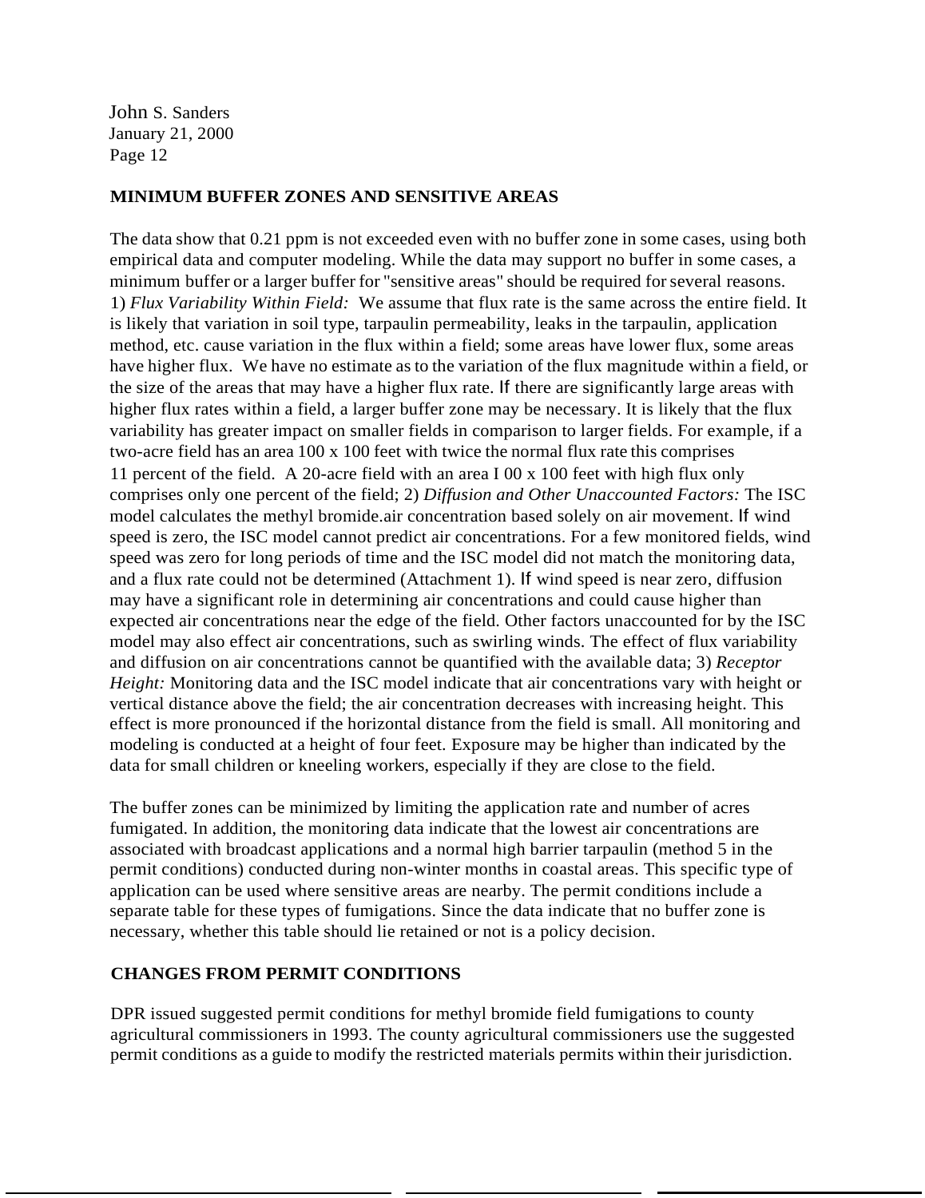## MINIMUM BUFFER ZONES AND SENSITIVE AREAS

The data show that 0.21 ppm is not exceeded even with no buffer zone in some cases, using both empirical data and computer modeling. While the data may support no buffer in some cases, a minimum buffer or a larger buffer for "sensitive areas" should be required for several reasons. 1) *Flux Variability Within Field:* We assume that flux rate is the same across the entire field. It is likely that variation in soil type, tarpaulin permeability, leaks in the tarpaulin, application method, etc. cause variation in the flux within a field; some areas have lower flux, some areas have higher flux. We have no estimate as to the variation of the flux magnitude within a field, or the size of the areas that may have a higher flux rate. If there are significantly large areas with higher flux rates within a field, a larger buffer zone may be necessary. It is likely that the flux variability has greater impact on smaller fields in comparison to larger fields. For example, if a two-acre field has an area 100 x 100 feet with twice the normal flux rate this comprises 11 percent of the field. A 20-acre field with an area I 00 x 100 feet with high flux only comprises only one percent of the field; 2) *Diffusion and Other Unaccounted Factors:* The ISC model calculates the methyl bromide.air concentration based solely on air movement. If wind speed is zero, the ISC model cannot predict air concentrations. For a few monitored fields, wind speed was zero for long periods of time and the ISC model did not match the monitoring data, and a flux rate could not be determined (Attachment 1). If wind speed is near zero, diffusion may have a significant role in determining air concentrations and could cause higher than expected air concentrations near the edge of the field. Other factors unaccounted for by the ISC model may also effect air concentrations, such as swirling winds. The effect of flux variability and diffusion on air concentrations cannot be quantified with the available data; 3) *Receptor Height:* Monitoring data and the ISC model indicate that air concentrations vary with height or vertical distance above the field; the air concentration decreases with increasing height. This effect is more pronounced if the horizontal distance from the field is small. All monitoring and modeling is conducted at a height of four feet. Exposure may be higher than indicated by the data for small children or kneeling workers, especially if they are close to the field.

The buffer zones can be minimized by limiting the application rate and number of acres fumigated. In addition, the monitoring data indicate that the lowest air concentrations are associated with broadcast applications and a normal high barrier tarpaulin (method 5 in the permit conditions) conducted during non-winter months in coastal areas. This specific type of application can be used where sensitive areas are nearby. The permit conditions include a separate table for these types of fumigations. Since the data indicate that no buffer zone is necessary, whether this table should lie retained or not is a policy decision.

## CHANGES FROM PERMIT CONDITIONS

DPR issued suggested permit conditions for methyl bromide field fumigations to county agricultural commissioners in 1993. The county agricultural commissioners use the suggested permit conditions as a guide to modify the restricted materials permits within their jurisdiction.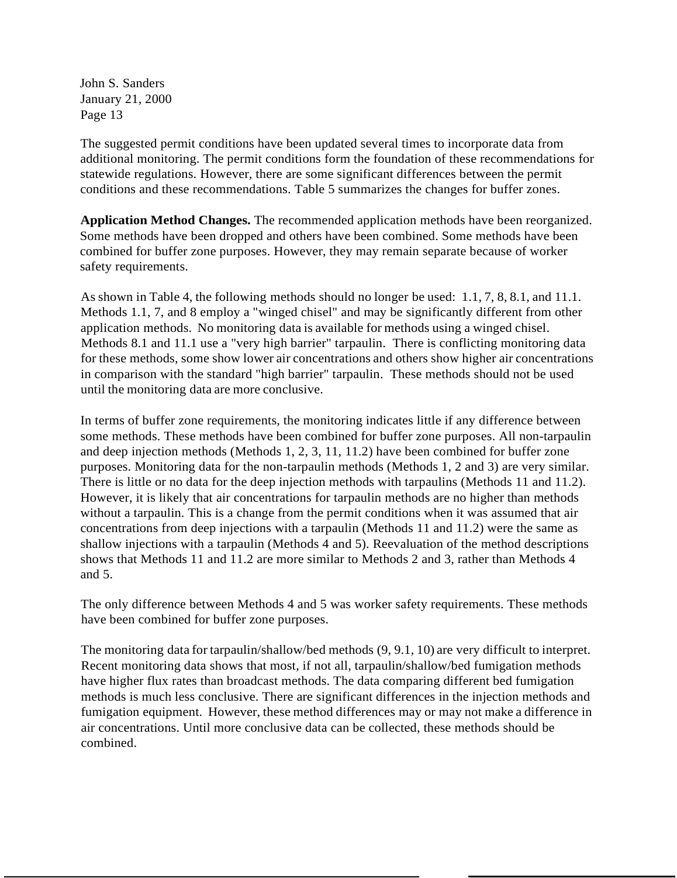The suggested permit conditions have been updated several times to incorporate data from additional monitoring. The permit conditions form the foundation of these recommendations for statewide regulations. However, there are some significant differences between the permit conditions and these recommendations. Table 5 summarizes the changes for buffer zones.

**Application Method Changes.** The recommended application methods have been reorganized. Some methods have been dropped and others have been combined. Some methods have been combined for buffer zone purposes. However, they may remain separate because of worker safety requirements.

As shown in Table 4, the following methods should no longer be used: 1.1, 7, 8, 8.1, and 11.1. Methods 1.1, 7, and 8 employ a "winged chisel" and may be significantly different from other application methods. No monitoring data is available for methods using a winged chisel. Methods 8.1 and 11.1 use a "very high barrier" tarpaulin. There is conflicting monitoring data for these methods, some show lower air concentrations and others show higher air concentrations in comparison with the standard "high barrier" tarpaulin. These methods should not be used until the monitoring data are more conclusive.

In terms of buffer zone requirements, the monitoring indicates little if any difference between some methods. These methods have been combined for buffer zone purposes. All non-tarpaulin and deep injection methods (Methods 1, 2, 3, 11, 11.2) have been combined for buffer zone purposes. Monitoring data for the non-tarpaulin methods (Methods 1, 2 and 3) are very similar. There is little or no data for the deep injection methods with tarpaulins (Methods 11 and 11.2). However, it is likely that air concentrations for tarpaulin methods are no higher than methods without a tarpaulin. This is a change from the permit conditions when it was assumed that air concentrations from deep injections with a tarpaulin (Methods 11 and 11.2) were the same as shallow injections with a tarpaulin (Methods 4 and 5). Reevaluation of the method descriptions shows that Methods 11 and 11.2 are more similar to Methods 2 and 3, rather than Methods 4 and 5.

The only difference between Methods 4 and 5 was worker safety requirements. These methods have been combined for buffer zone purposes.

The monitoring data for tarpaulin/shallow/bed methods (9, 9.1, 10) are very difficult to interpret. Recent monitoring data shows that most, if not all, tarpaulin/shallow/bed fumigation methods have higher flux rates than broadcast methods. The data comparing different bed fumigation methods is much less conclusive. There are significant differences in the injection methods and fumigation equipment. However, these method differences may or may not make a difference in air concentrations. Until more conclusive data can be collected, these methods should be combined.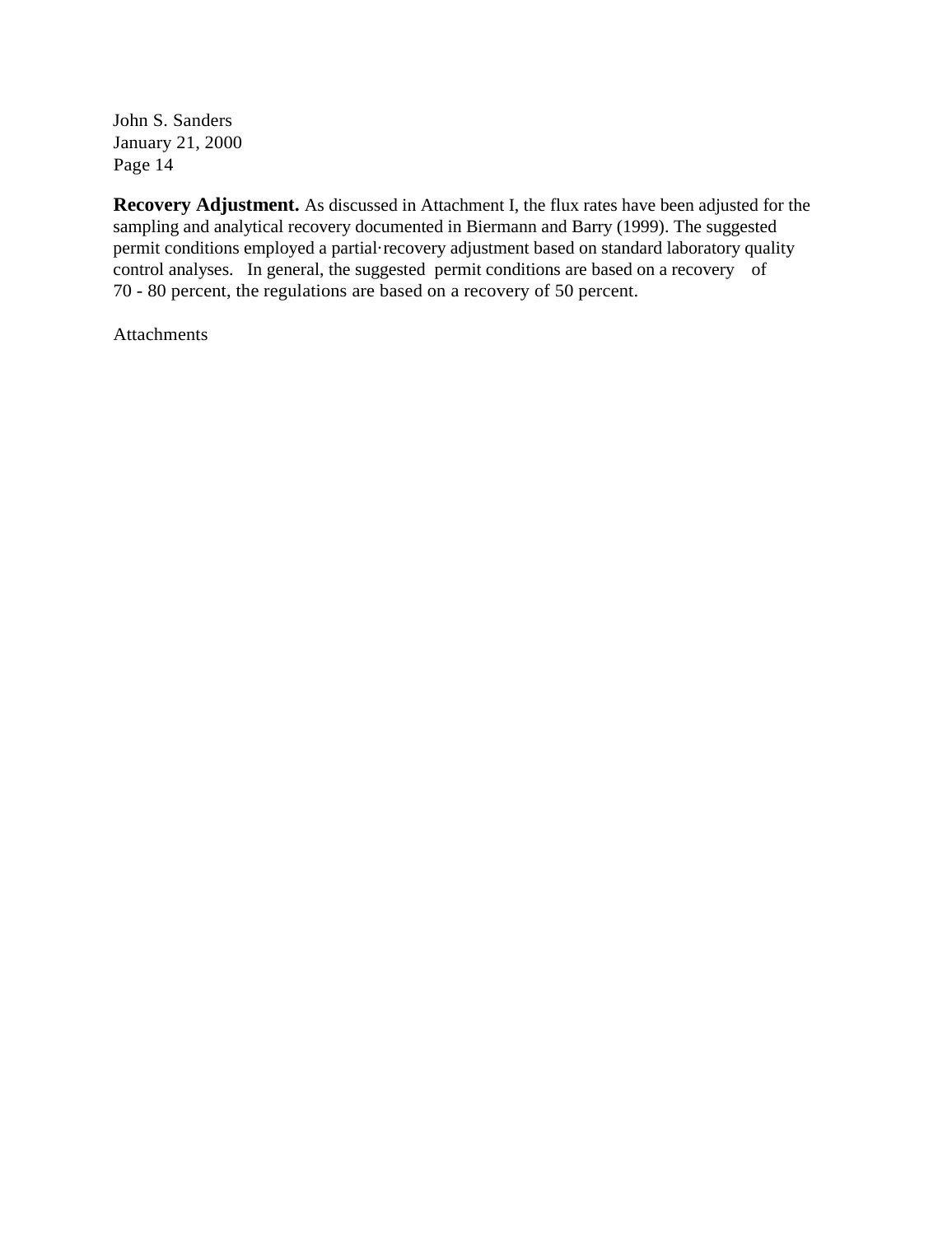**Recovery Adjustment.** As discussed in Attachment I, the flux rates have been adjusted for the sampling and analytical recovery documented in Biermann and Barry (1999). The suggested permit conditions employed a partial·recovery adjustment based on standard laboratory quality control analyses. In general, the suggested permit conditions are based on a recovery of 70 - 80 percent, the regulations are based on a recovery of 50 percent.

Attachments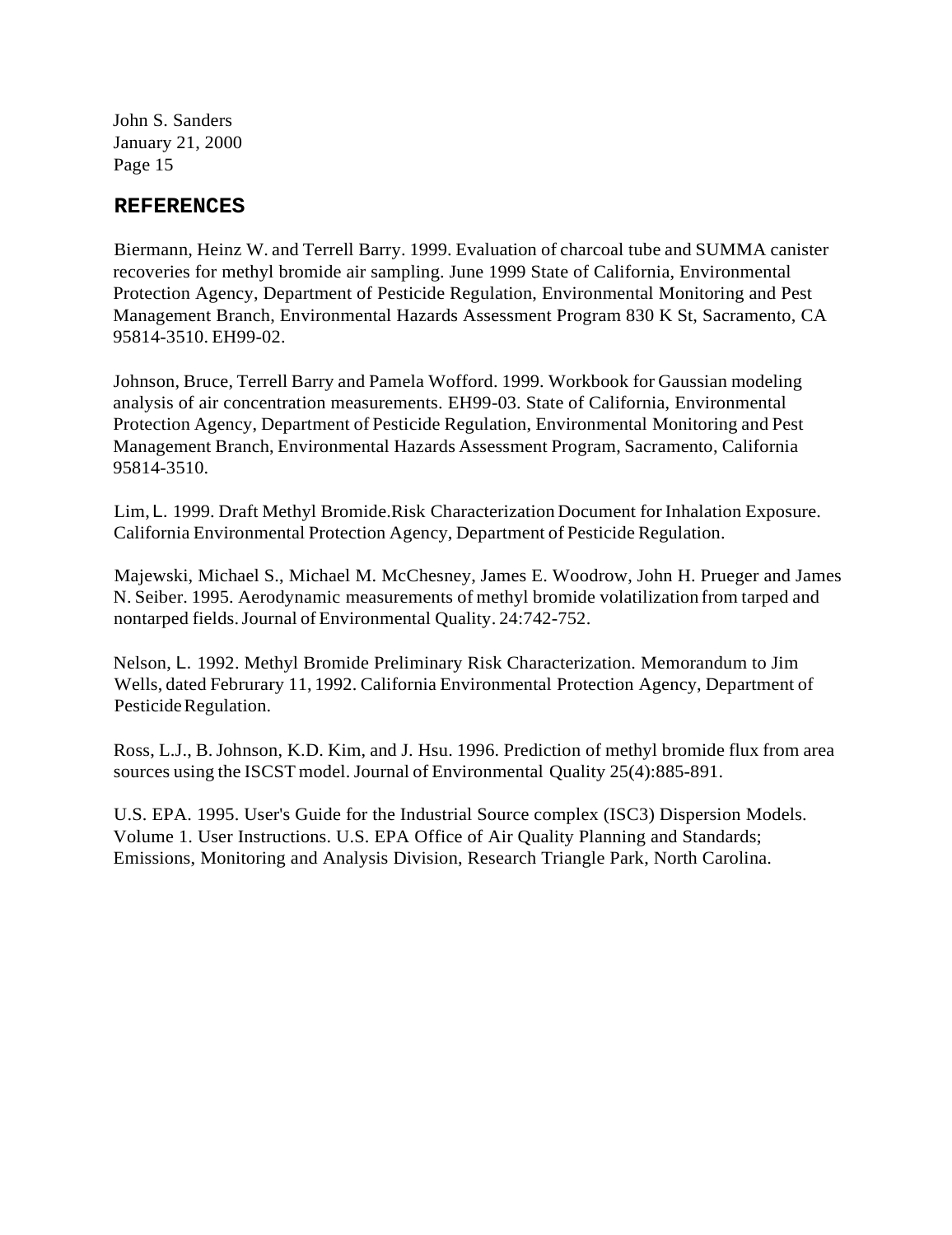## REFERENCES

Biermann, Heinz W. and Terrell Barry. 1999. Evaluation of charcoal tube and SUMMA canister recoveries for methyl bromide air sampling. June 1999 State of California, Environmental Protection Agency, Department of Pesticide Regulation, Environmental Monitoring and Pest Management Branch, Environmental Hazards Assessment Program 830 K St, Sacramento, CA 95814-3510. EH99-02.

Johnson, Bruce, Terrell Barry and Pamela Wofford. 1999. Workbook for Gaussian modeling analysis of air concentration measurements. EH99-03. State of California, Environmental Protection Agency, Department of Pesticide Regulation, Environmental Monitoring and Pest Management Branch, Environmental Hazards Assessment Program, Sacramento, California 95814-3510.

Lim, L. 1999. Draft Methyl Bromide.Risk Characterization Document for Inhalation Exposure. California Environmental Protection Agency, Department of Pesticide Regulation.

Majewski, Michael S., Michael M. McChesney, James E. Woodrow, John H. Prueger and James N. Seiber. 1995. Aerodynamic measurements of methyl bromide volatilization from tarped and nontarped fields. Journal of Environmental Quality. 24:742-752.

Nelson, L. 1992. Methyl Bromide Preliminary Risk Characterization. Memorandum to Jim Wells, dated Februrary 11, 1992. California Environmental Protection Agency, Department of Pesticide Regulation.

Ross, L.J., B. Johnson, K.D. Kim, and J. Hsu. 1996. Prediction of methyl bromide flux from area sources using the ISCST model. Journal of Environmental Quality 25(4):885-891.

U.S. EPA. 1995. User's Guide for the Industrial Source complex (ISC3) Dispersion Models. Volume 1. User Instructions. U.S. EPA Office of Air Quality Planning and Standards; Emissions, Monitoring and Analysis Division, Research Triangle Park, North Carolina.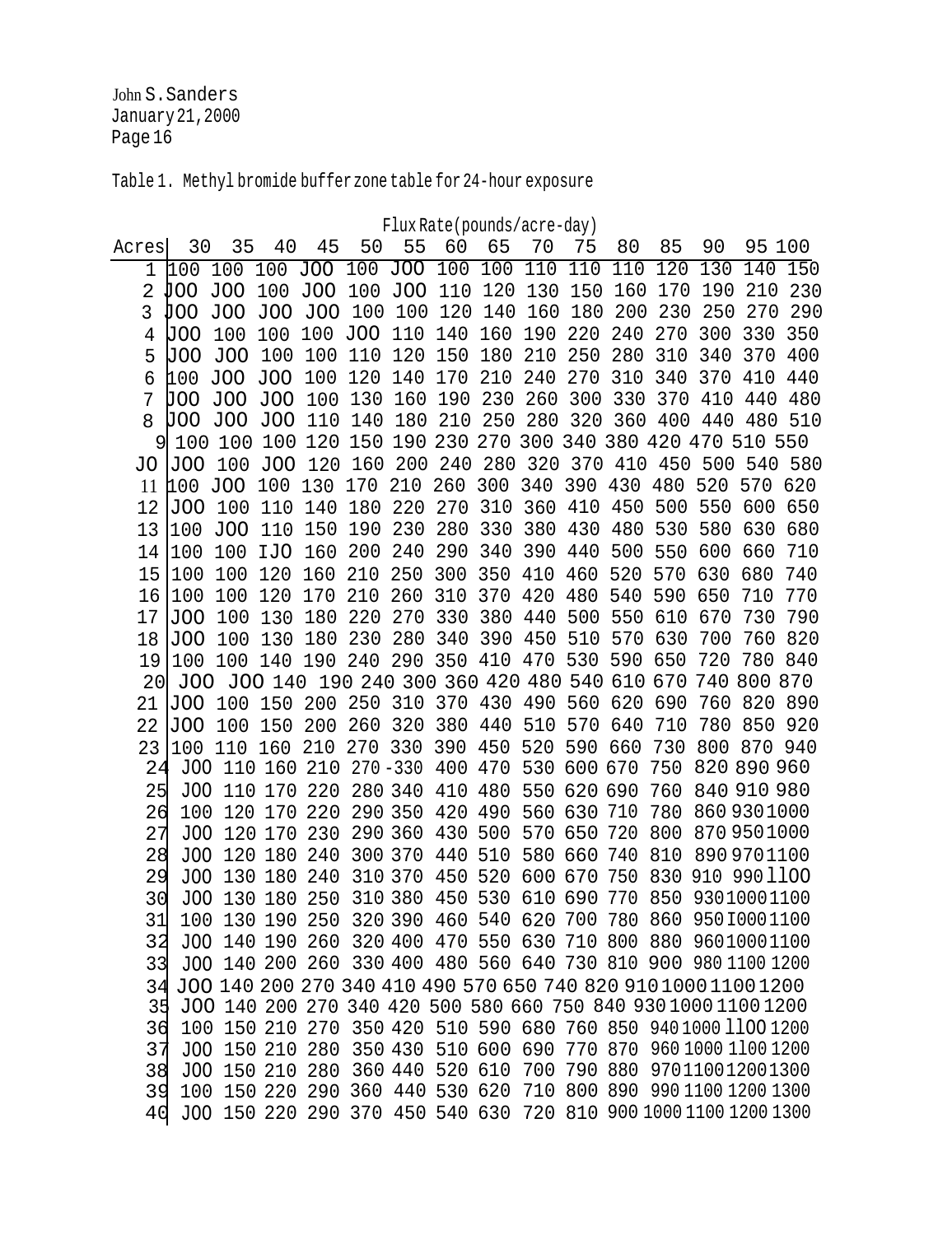Table 1. Methyl bromide buffer zone table for 24-hour exposure

| | Flux Rate (pounds/acre-day) | | | | | | | | | | | | | | |
|---|---|---|---|---|---|---|---|---|---|---|---|---|---|---|---|
| Acres | 30 | 35 | 40 | 45 | 50 | 55 | 60 | 65 | 70 | 75 | 80 | 85 | 90 | 95 | 100 |
| 1 | 100 | 100 | 100 | JOO | 100 | JOO | 100 | 100 | 110 | 110 | 110 | 120 | 130 | 140 | 150 |
| 2 | JOO | JOO | 100 | JOO | 100 | JOO | 110 | 120 | 130 | 150 | 160 | 170 | 190 | 210 | 230 |
| 3 | JOO | JOO | JOO | JOO | 100 | 100 | 120 | 140 | 160 | 180 | 200 | 230 | 250 | 270 | 290 |
| 4 | JOO | 100 | 100 | 100 | JOO | 110 | 140 | 160 | 190 | 220 | 240 | 270 | 300 | 330 | 350 |
| 5 | JOO | JOO | 100 | 100 | 110 | 120 | 150 | 180 | 210 | 250 | 280 | 310 | 340 | 370 | 400 |
| 6 | 100 | JOO | JOO | 100 | 120 | 140 | 170 | 210 | 240 | 270 | 310 | 340 | 370 | 410 | 440 |
| 7 | JOO | JOO | JOO | 100 | 130 | 160 | 190 | 230 | 260 | 300 | 330 | 370 | 410 | 440 | 480 |
| 8 | JOO | JOO | JOO | 110 | 140 | 180 | 210 | 250 | 280 | 320 | 360 | 400 | 440 | 480 | 510 |
| 9 | 100 | 100 | 100 | 120 | 150 | 190 | 230 | 270 | 300 | 340 | 380 | 420 | 470 | 510 | 550 |
| JO | JOO | 100 | JOO | 120 | 160 | 200 | 240 | 280 | 320 | 370 | 410 | 450 | 500 | 540 | 580 |
| 11 | 100 | JOO | 100 | 130 | 170 | 210 | 260 | 300 | 340 | 390 | 430 | 480 | 520 | 570 | 620 |
| 12 | JOO | 100 | 110 | 140 | 180 | 220 | 270 | 310 | 360 | 410 | 450 | 500 | 550 | 600 | 650 |
| 13 | 100 | JOO | 110 | 150 | 190 | 230 | 280 | 330 | 380 | 430 | 480 | 530 | 580 | 630 | 680 |
| 14 | 100 | 100 | IJO | 160 | 200 | 240 | 290 | 340 | 390 | 440 | 500 | 550 | 600 | 660 | 710 |
| 15 | 100 | 100 | 120 | 160 | 210 | 250 | 300 | 350 | 410 | 460 | 520 | 570 | 630 | 680 | 740 |
| 16 | 100 | 100 | 120 | 170 | 210 | 260 | 310 | 370 | 420 | 480 | 540 | 590 | 650 | 710 | 770 |
| 17 | JOO | 100 | 130 | 180 | 220 | 270 | 330 | 380 | 440 | 500 | 550 | 610 | 670 | 730 | 790 |
| 18 | JOO | 100 | 130 | 180 | 230 | 280 | 340 | 390 | 450 | 510 | 570 | 630 | 700 | 760 | 820 |
| 19 | 100 | 100 | 140 | 190 | 240 | 290 | 350 | 410 | 470 | 530 | 590 | 650 | 720 | 780 | 840 |
| 20 | JOO | JOO | 140 | 190 | 240 | 300 | 360 | 420 | 480 | 540 | 610 | 670 | 740 | 800 | 870 |
| 21 | JOO | 100 | 150 | 200 | 250 | 310 | 370 | 430 | 490 | 560 | 620 | 690 | 760 | 820 | 890 |
| 22 | JOO | 100 | 150 | 200 | 260 | 320 | 380 | 440 | 510 | 570 | 640 | 710 | 780 | 850 | 920 |
| 23 | 100 | 110 | 160 | 210 | 270 | 330 | 390 | 450 | 520 | 590 | 660 | 730 | 800 | 870 | 940 |
| 24 | JOO | 110 | 160 | 210 | 270 | -330 | 400 | 470 | 530 | 600 | 670 | 750 | 820 | 890 | 960 |
| 25 | JOO | 110 | 170 | 220 | 280 | 340 | 410 | 480 | 550 | 620 | 690 | 760 | 840 | 910 | 980 |
| 26 | 100 | 120 | 170 | 220 | 290 | 350 | 420 | 490 | 560 | 630 | 710 | 780 | 860 | 930 | 1000 |
| 27 | JOO | 120 | 170 | 230 | 290 | 360 | 430 | 500 | 570 | 650 | 720 | 800 | 870 | 950 | 1000 |
| 28 | JOO | 120 | 180 | 240 | 300 | 370 | 440 | 510 | 580 | 660 | 740 | 810 | 890 | 970 | 1100 |
| 29 | JOO | 130 | 180 | 240 | 310 | 370 | 450 | 520 | 600 | 670 | 750 | 830 | 910 | 990 | 1lOO |
| 30 | JOO | 130 | 180 | 250 | 310 | 380 | 450 | 530 | 610 | 690 | 770 | 850 | 930 | 1000 | 1100 |
| 31 | 100 | 130 | 190 | 250 | 320 | 390 | 460 | 540 | 620 | 700 | 780 | 860 | 950 | I000 | 1100 |
| 32 | JOO | 140 | 190 | 260 | 320 | 400 | 470 | 550 | 630 | 710 | 800 | 880 | 960 | 1000 | 1100 |
| 33 | JOO | 140 | 200 | 260 | 330 | 400 | 480 | 560 | 640 | 730 | 810 | 900 | 980 | 1100 | 1200 |
| 34 | JOO | 140 | 200 | 270 | 340 | 410 | 490 | 570 | 650 | 740 | 820 | 910 | 1000 | 1100 | 1200 |
| 35 | JOO | 140 | 200 | 270 | 340 | 420 | 500 | 580 | 660 | 750 | 840 | 930 | 1000 | 1100 | 1200 |
| 36 | 100 | 150 | 210 | 270 | 350 | 420 | 510 | 590 | 680 | 760 | 850 | 940 | 1000 | 1lOO | 1200 |
| 37 | JOO | 150 | 210 | 280 | 350 | 430 | 510 | 600 | 690 | 770 | 870 | 960 | 1000 | 1l00 | 1200 |
| 38 | JOO | 150 | 210 | 280 | 360 | 440 | 520 | 610 | 700 | 790 | 880 | 970 | 1100 | 1200 | 1300 |
| 39 | 100 | 150 | 220 | 290 | 360 | 440 | 530 | 620 | 710 | 800 | 890 | 990 | 1100 | 1200 | 1300 |
| 40 | JOO | 150 | 220 | 290 | 370 | 450 | 540 | 630 | 720 | 810 | 900 | 1000 | 1100 | 1200 | 1300 |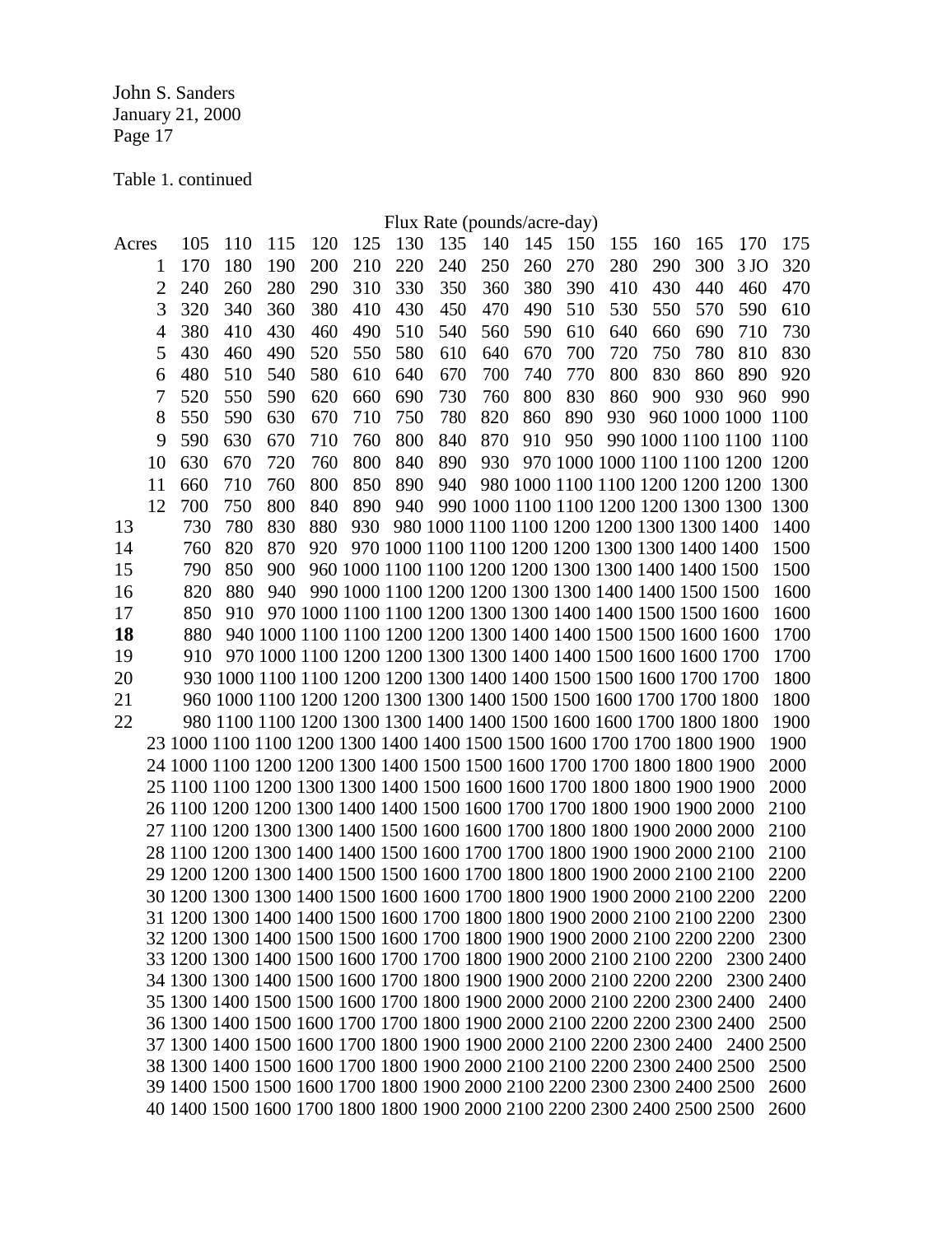Table 1. continued

| | Flux Rate (pounds/acre-day) | | | | | | | | | | | | | | |
|---|---|---|---|---|---|---|---|---|---|---|---|---|---|---|---|
| Acres | 105 | 110 | 115 | 120 | 125 | 130 | 135 | 140 | 145 | 150 | 155 | 160 | 165 | 170 | 175 |
| 1 | 170 | 180 | 190 | 200 | 210 | 220 | 240 | 250 | 260 | 270 | 280 | 290 | 300 | 3 JO | 320 |
| 2 | 240 | 260 | 280 | 290 | 310 | 330 | 350 | 360 | 380 | 390 | 410 | 430 | 440 | 460 | 470 |
| 3 | 320 | 340 | 360 | 380 | 410 | 430 | 450 | 470 | 490 | 510 | 530 | 550 | 570 | 590 | 610 |
| 4 | 380 | 410 | 430 | 460 | 490 | 510 | 540 | 560 | 590 | 610 | 640 | 660 | 690 | 710 | 730 |
| 5 | 430 | 460 | 490 | 520 | 550 | 580 | 610 | 640 | 670 | 700 | 720 | 750 | 780 | 810 | 830 |
| 6 | 480 | 510 | 540 | 580 | 610 | 640 | 670 | 700 | 740 | 770 | 800 | 830 | 860 | 890 | 920 |
| 7 | 520 | 550 | 590 | 620 | 660 | 690 | 730 | 760 | 800 | 830 | 860 | 900 | 930 | 960 | 990 |
| 8 | 550 | 590 | 630 | 670 | 710 | 750 | 780 | 820 | 860 | 890 | 930 | 960 | 1000 | 1000 | 1100 |
| 9 | 590 | 630 | 670 | 710 | 760 | 800 | 840 | 870 | 910 | 950 | 990 | 1000 | 1100 | 1100 | 1100 |
| 10 | 630 | 670 | 720 | 760 | 800 | 840 | 890 | 930 | 970 | 1000 | 1000 | 1100 | 1100 | 1200 | 1200 |
| 11 | 660 | 710 | 760 | 800 | 850 | 890 | 940 | 980 | 1000 | 1100 | 1100 | 1200 | 1200 | 1200 | 1300 |
| 12 | 700 | 750 | 800 | 840 | 890 | 940 | 990 | 1000 | 1100 | 1100 | 1200 | 1200 | 1300 | 1300 | 1300 |
| 13 | 730 | 780 | 830 | 880 | 930 | 980 | 1000 | 1100 | 1100 | 1200 | 1200 | 1300 | 1300 | 1400 | 1400 |
| 14 | 760 | 820 | 870 | 920 | 970 | 1000 | 1100 | 1100 | 1200 | 1200 | 1300 | 1300 | 1400 | 1400 | 1500 |
| 15 | 790 | 850 | 900 | 960 | 1000 | 1100 | 1100 | 1200 | 1200 | 1300 | 1300 | 1400 | 1400 | 1500 | 1500 |
| 16 | 820 | 880 | 940 | 990 | 1000 | 1100 | 1200 | 1200 | 1300 | 1300 | 1400 | 1400 | 1500 | 1500 | 1600 |
| 17 | 850 | 910 | 970 | 1000 | 1100 | 1100 | 1200 | 1300 | 1300 | 1400 | 1400 | 1500 | 1500 | 1600 | 1600 |
| **18** | 880 | 940 | 1000 | 1100 | 1100 | 1200 | 1200 | 1300 | 1400 | 1400 | 1500 | 1500 | 1600 | 1600 | 1700 |
| 19 | 910 | 970 | 1000 | 1100 | 1200 | 1200 | 1300 | 1300 | 1400 | 1400 | 1500 | 1600 | 1600 | 1700 | 1700 |
| 20 | 930 | 1000 | 1100 | 1100 | 1200 | 1200 | 1300 | 1400 | 1400 | 1500 | 1500 | 1600 | 1700 | 1700 | 1800 |
| 21 | 960 | 1000 | 1100 | 1200 | 1200 | 1300 | 1300 | 1400 | 1500 | 1500 | 1600 | 1700 | 1700 | 1800 | 1800 |
| 22 | 980 | 1100 | 1100 | 1200 | 1300 | 1300 | 1400 | 1400 | 1500 | 1600 | 1600 | 1700 | 1800 | 1800 | 1900 |
| 23 | 1000 | 1100 | 1100 | 1200 | 1300 | 1400 | 1400 | 1500 | 1500 | 1600 | 1700 | 1700 | 1800 | 1900 | 1900 |
| 24 | 1000 | 1100 | 1200 | 1200 | 1300 | 1400 | 1500 | 1500 | 1600 | 1700 | 1700 | 1800 | 1800 | 1900 | 2000 |
| 25 | 1100 | 1100 | 1200 | 1300 | 1300 | 1400 | 1500 | 1600 | 1600 | 1700 | 1800 | 1800 | 1900 | 1900 | 2000 |
| 26 | 1100 | 1200 | 1200 | 1300 | 1400 | 1400 | 1500 | 1600 | 1700 | 1700 | 1800 | 1900 | 1900 | 2000 | 2100 |
| 27 | 1100 | 1200 | 1300 | 1300 | 1400 | 1500 | 1600 | 1600 | 1700 | 1800 | 1800 | 1900 | 2000 | 2000 | 2100 |
| 28 | 1100 | 1200 | 1300 | 1400 | 1400 | 1500 | 1600 | 1700 | 1700 | 1800 | 1900 | 1900 | 2000 | 2100 | 2100 |
| 29 | 1200 | 1200 | 1300 | 1400 | 1500 | 1500 | 1600 | 1700 | 1800 | 1800 | 1900 | 2000 | 2100 | 2100 | 2200 |
| 30 | 1200 | 1300 | 1300 | 1400 | 1500 | 1600 | 1600 | 1700 | 1800 | 1900 | 1900 | 2000 | 2100 | 2200 | 2200 |
| 31 | 1200 | 1300 | 1400 | 1400 | 1500 | 1600 | 1700 | 1800 | 1800 | 1900 | 2000 | 2100 | 2100 | 2200 | 2300 |
| 32 | 1200 | 1300 | 1400 | 1500 | 1500 | 1600 | 1700 | 1800 | 1900 | 1900 | 2000 | 2100 | 2200 | 2200 | 2300 |
| 33 | 1200 | 1300 | 1400 | 1500 | 1600 | 1700 | 1700 | 1800 | 1900 | 2000 | 2100 | 2100 | 2200 | 2300 | 2400 |
| 34 | 1300 | 1300 | 1400 | 1500 | 1600 | 1700 | 1800 | 1900 | 1900 | 2000 | 2100 | 2200 | 2200 | 2300 | 2400 |
| 35 | 1300 | 1400 | 1500 | 1500 | 1600 | 1700 | 1800 | 1900 | 2000 | 2000 | 2100 | 2200 | 2300 | 2400 | 2400 |
| 36 | 1300 | 1400 | 1500 | 1600 | 1700 | 1700 | 1800 | 1900 | 2000 | 2100 | 2200 | 2200 | 2300 | 2400 | 2500 |
| 37 | 1300 | 1400 | 1500 | 1600 | 1700 | 1800 | 1900 | 1900 | 2000 | 2100 | 2200 | 2300 | 2400 | 2400 | 2500 |
| 38 | 1300 | 1400 | 1500 | 1600 | 1700 | 1800 | 1900 | 2000 | 2100 | 2100 | 2200 | 2300 | 2400 | 2500 | 2500 |
| 39 | 1400 | 1500 | 1500 | 1600 | 1700 | 1800 | 1900 | 2000 | 2100 | 2200 | 2300 | 2300 | 2400 | 2500 | 2600 |
| 40 | 1400 | 1500 | 1600 | 1700 | 1800 | 1800 | 1900 | 2000 | 2100 | 2200 | 2300 | 2400 | 2500 | 2500 | 2600 |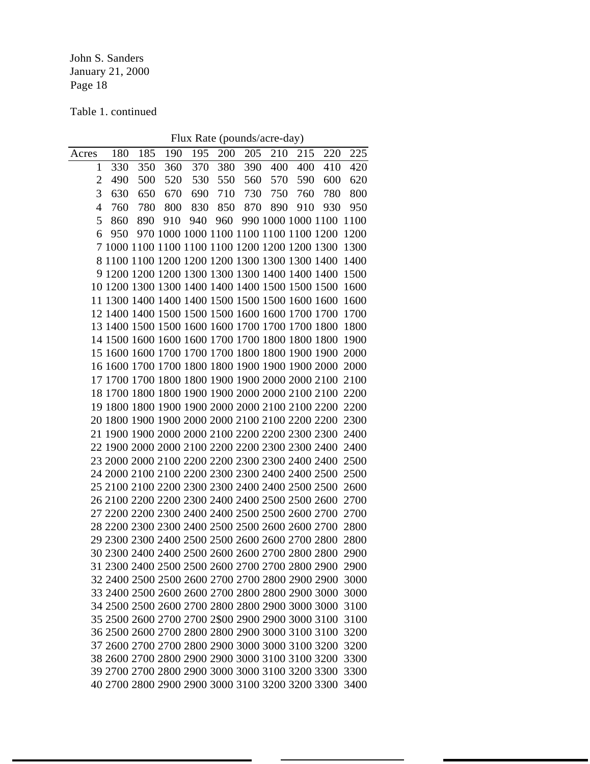Table 1. continued

| | Flux Rate (pounds/acre-day) | | | | | | | | | |
|---|---|---|---|---|---|---|---|---|---|---|
| Acres | 180 | 185 | 190 | 195 | 200 | 205 | 210 | 215 | 220 | 225 |
| 1 | 330 | 350 | 360 | 370 | 380 | 390 | 400 | 400 | 410 | 420 |
| 2 | 490 | 500 | 520 | 530 | 550 | 560 | 570 | 590 | 600 | 620 |
| 3 | 630 | 650 | 670 | 690 | 710 | 730 | 750 | 760 | 780 | 800 |
| 4 | 760 | 780 | 800 | 830 | 850 | 870 | 890 | 910 | 930 | 950 |
| 5 | 860 | 890 | 910 | 940 | 960 | 990 | 1000 | 1000 | 1100 | 1100 |
| 6 | 950 | 970 | 1000 | 1000 | 1100 | 1100 | 1100 | 1100 | 1200 | 1200 |
| 7 | 1000 | 1100 | 1100 | 1100 | 1100 | 1200 | 1200 | 1200 | 1300 | 1300 |
| 8 | 1100 | 1100 | 1200 | 1200 | 1200 | 1300 | 1300 | 1300 | 1400 | 1400 |
| 9 | 1200 | 1200 | 1200 | 1300 | 1300 | 1300 | 1400 | 1400 | 1400 | 1500 |
| 10 | 1200 | 1300 | 1300 | 1400 | 1400 | 1400 | 1500 | 1500 | 1500 | 1600 |
| 11 | 1300 | 1400 | 1400 | 1400 | 1500 | 1500 | 1500 | 1600 | 1600 | 1600 |
| 12 | 1400 | 1400 | 1500 | 1500 | 1500 | 1600 | 1600 | 1700 | 1700 | 1700 |
| 13 | 1400 | 1500 | 1500 | 1600 | 1600 | 1700 | 1700 | 1700 | 1800 | 1800 |
| 14 | 1500 | 1600 | 1600 | 1600 | 1700 | 1700 | 1800 | 1800 | 1800 | 1900 |
| 15 | 1600 | 1600 | 1700 | 1700 | 1700 | 1800 | 1800 | 1900 | 1900 | 2000 |
| 16 | 1600 | 1700 | 1700 | 1800 | 1800 | 1900 | 1900 | 1900 | 2000 | 2000 |
| 17 | 1700 | 1700 | 1800 | 1800 | 1900 | 1900 | 2000 | 2000 | 2100 | 2100 |
| 18 | 1700 | 1800 | 1800 | 1900 | 1900 | 2000 | 2000 | 2100 | 2100 | 2200 |
| 19 | 1800 | 1800 | 1900 | 1900 | 2000 | 2000 | 2100 | 2100 | 2200 | 2200 |
| 20 | 1800 | 1900 | 1900 | 2000 | 2000 | 2100 | 2100 | 2200 | 2200 | 2300 |
| 21 | 1900 | 1900 | 2000 | 2000 | 2100 | 2200 | 2200 | 2300 | 2300 | 2400 |
| 22 | 1900 | 2000 | 2000 | 2100 | 2200 | 2200 | 2300 | 2300 | 2400 | 2400 |
| 23 | 2000 | 2000 | 2100 | 2200 | 2200 | 2300 | 2300 | 2400 | 2400 | 2500 |
| 24 | 2000 | 2100 | 2100 | 2200 | 2300 | 2300 | 2400 | 2400 | 2500 | 2500 |
| 25 | 2100 | 2100 | 2200 | 2300 | 2300 | 2400 | 2400 | 2500 | 2500 | 2600 |
| 26 | 2100 | 2200 | 2200 | 2300 | 2400 | 2400 | 2500 | 2500 | 2600 | 2700 |
| 27 | 2200 | 2200 | 2300 | 2400 | 2400 | 2500 | 2500 | 2600 | 2700 | 2700 |
| 28 | 2200 | 2300 | 2300 | 2400 | 2500 | 2500 | 2600 | 2600 | 2700 | 2800 |
| 29 | 2300 | 2300 | 2400 | 2500 | 2500 | 2600 | 2600 | 2700 | 2800 | 2800 |
| 30 | 2300 | 2400 | 2400 | 2500 | 2600 | 2600 | 2700 | 2800 | 2800 | 2900 |
| 31 | 2300 | 2400 | 2500 | 2500 | 2600 | 2700 | 2700 | 2800 | 2900 | 2900 |
| 32 | 2400 | 2500 | 2500 | 2600 | 2700 | 2700 | 2800 | 2900 | 2900 | 3000 |
| 33 | 2400 | 2500 | 2600 | 2600 | 2700 | 2800 | 2800 | 2900 | 3000 | 3000 |
| 34 | 2500 | 2500 | 2600 | 2700 | 2800 | 2800 | 2900 | 3000 | 3000 | 3100 |
| 35 | 2500 | 2600 | 2700 | 2700 | 2$00 | 2900 | 2900 | 3000 | 3100 | 3100 |
| 36 | 2500 | 2600 | 2700 | 2800 | 2800 | 2900 | 3000 | 3100 | 3100 | 3200 |
| 37 | 2600 | 2700 | 2700 | 2800 | 2900 | 3000 | 3000 | 3100 | 3200 | 3200 |
| 38 | 2600 | 2700 | 2800 | 2900 | 2900 | 3000 | 3100 | 3100 | 3200 | 3300 |
| 39 | 2700 | 2700 | 2800 | 2900 | 3000 | 3000 | 3100 | 3200 | 3300 | 3300 |
| 40 | 2700 | 2800 | 2900 | 2900 | 3000 | 3100 | 3200 | 3200 | 3300 | 3400 |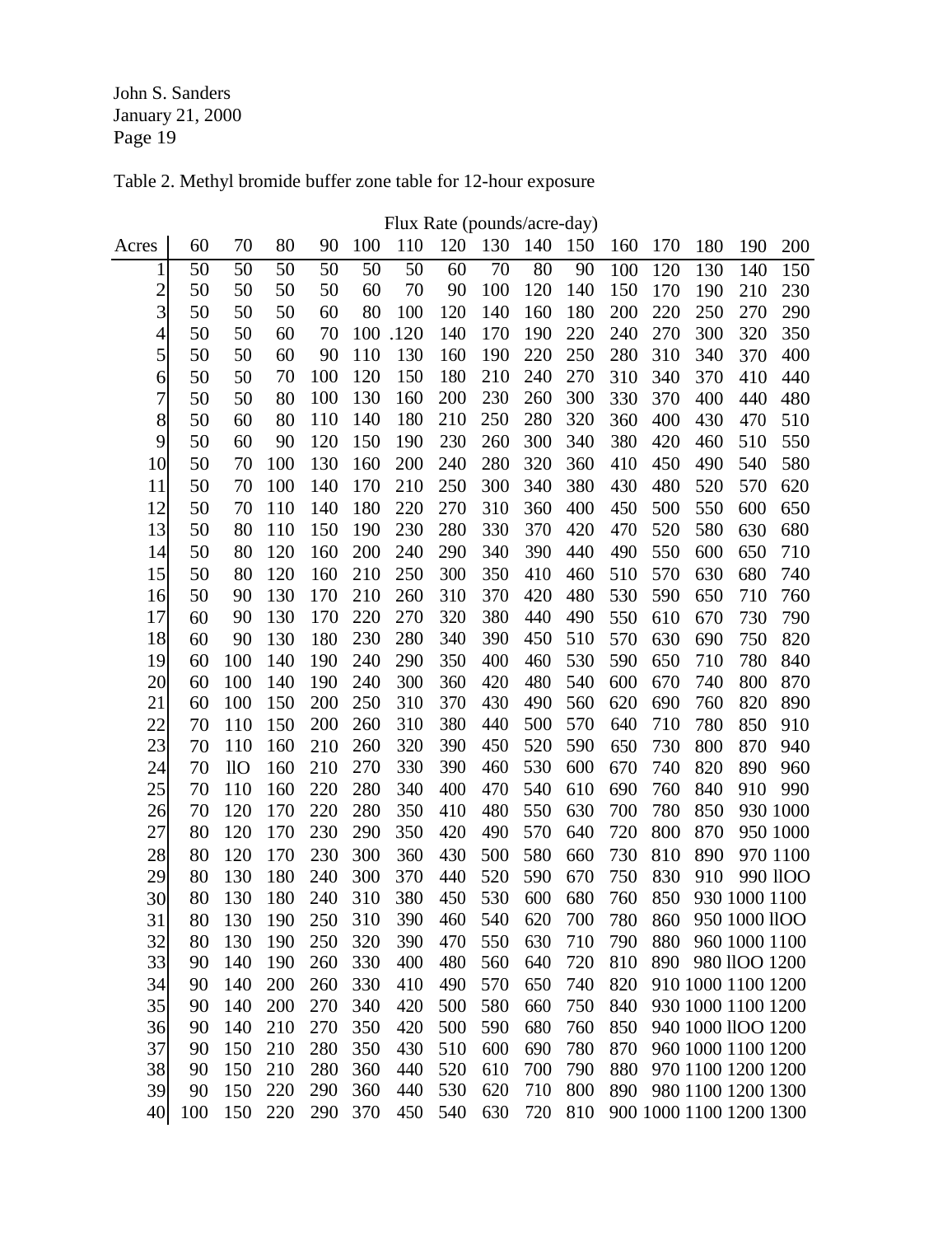Table 2. Methyl bromide buffer zone table for 12-hour exposure

| | Flux Rate (pounds/acre-day) | | | | | | | | | | | | | | |
|---|---|---|---|---|---|---|---|---|---|---|---|---|---|---|---|
| Acres | 60 | 70 | 80 | 90 | 100 | 110 | 120 | 130 | 140 | 150 | 160 | 170 | 180 | 190 | 200 |
| 1 | 50 | 50 | 50 | 50 | 50 | 50 | 60 | 70 | 80 | 90 | 100 | 120 | 130 | 140 | 150 |
| 2 | 50 | 50 | 50 | 50 | 60 | 70 | 90 | 100 | 120 | 140 | 150 | 170 | 190 | 210 | 230 |
| 3 | 50 | 50 | 50 | 60 | 80 | 100 | 120 | 140 | 160 | 180 | 200 | 220 | 250 | 270 | 290 |
| 4 | 50 | 50 | 60 | 70 | 100 | .120 | 140 | 170 | 190 | 220 | 240 | 270 | 300 | 320 | 350 |
| 5 | 50 | 50 | 60 | 90 | 110 | 130 | 160 | 190 | 220 | 250 | 280 | 310 | 340 | 370 | 400 |
| 6 | 50 | 50 | 70 | 100 | 120 | 150 | 180 | 210 | 240 | 270 | 310 | 340 | 370 | 410 | 440 |
| 7 | 50 | 50 | 80 | 100 | 130 | 160 | 200 | 230 | 260 | 300 | 330 | 370 | 400 | 440 | 480 |
| 8 | 50 | 60 | 80 | 110 | 140 | 180 | 210 | 250 | 280 | 320 | 360 | 400 | 430 | 470 | 510 |
| 9 | 50 | 60 | 90 | 120 | 150 | 190 | 230 | 260 | 300 | 340 | 380 | 420 | 460 | 510 | 550 |
| 10 | 50 | 70 | 100 | 130 | 160 | 200 | 240 | 280 | 320 | 360 | 410 | 450 | 490 | 540 | 580 |
| 11 | 50 | 70 | 100 | 140 | 170 | 210 | 250 | 300 | 340 | 380 | 430 | 480 | 520 | 570 | 620 |
| 12 | 50 | 70 | 110 | 140 | 180 | 220 | 270 | 310 | 360 | 400 | 450 | 500 | 550 | 600 | 650 |
| 13 | 50 | 80 | 110 | 150 | 190 | 230 | 280 | 330 | 370 | 420 | 470 | 520 | 580 | 630 | 680 |
| 14 | 50 | 80 | 120 | 160 | 200 | 240 | 290 | 340 | 390 | 440 | 490 | 550 | 600 | 650 | 710 |
| 15 | 50 | 80 | 120 | 160 | 210 | 250 | 300 | 350 | 410 | 460 | 510 | 570 | 630 | 680 | 740 |
| 16 | 50 | 90 | 130 | 170 | 210 | 260 | 310 | 370 | 420 | 480 | 530 | 590 | 650 | 710 | 760 |
| 17 | 60 | 90 | 130 | 170 | 220 | 270 | 320 | 380 | 440 | 490 | 550 | 610 | 670 | 730 | 790 |
| 18 | 60 | 90 | 130 | 180 | 230 | 280 | 340 | 390 | 450 | 510 | 570 | 630 | 690 | 750 | 820 |
| 19 | 60 | 100 | 140 | 190 | 240 | 290 | 350 | 400 | 460 | 530 | 590 | 650 | 710 | 780 | 840 |
| 20 | 60 | 100 | 140 | 190 | 240 | 300 | 360 | 420 | 480 | 540 | 600 | 670 | 740 | 800 | 870 |
| 21 | 60 | 100 | 150 | 200 | 250 | 310 | 370 | 430 | 490 | 560 | 620 | 690 | 760 | 820 | 890 |
| 22 | 70 | 110 | 150 | 200 | 260 | 310 | 380 | 440 | 500 | 570 | 640 | 710 | 780 | 850 | 910 |
| 23 | 70 | 110 | 160 | 210 | 260 | 320 | 390 | 450 | 520 | 590 | 650 | 730 | 800 | 870 | 940 |
| 24 | 70 | llO | 160 | 210 | 270 | 330 | 390 | 460 | 530 | 600 | 670 | 740 | 820 | 890 | 960 |
| 25 | 70 | 110 | 160 | 220 | 280 | 340 | 400 | 470 | 540 | 610 | 690 | 760 | 840 | 910 | 990 |
| 26 | 70 | 120 | 170 | 220 | 280 | 350 | 410 | 480 | 550 | 630 | 700 | 780 | 850 | 930 | 1000 |
| 27 | 80 | 120 | 170 | 230 | 290 | 350 | 420 | 490 | 570 | 640 | 720 | 800 | 870 | 950 | 1000 |
| 28 | 80 | 120 | 170 | 230 | 300 | 360 | 430 | 500 | 580 | 660 | 730 | 810 | 890 | 970 | 1100 |
| 29 | 80 | 130 | 180 | 240 | 300 | 370 | 440 | 520 | 590 | 670 | 750 | 830 | 910 | 990 | llOO |
| 30 | 80 | 130 | 180 | 240 | 310 | 380 | 450 | 530 | 600 | 680 | 760 | 850 | 930 | 1000 | 1100 |
| 31 | 80 | 130 | 190 | 250 | 310 | 390 | 460 | 540 | 620 | 700 | 780 | 860 | 950 | 1000 | llOO |
| 32 | 80 | 130 | 190 | 250 | 320 | 390 | 470 | 550 | 630 | 710 | 790 | 880 | 960 | 1000 | 1100 |
| 33 | 90 | 140 | 190 | 260 | 330 | 400 | 480 | 560 | 640 | 720 | 810 | 890 | 980 | llOO | 1200 |
| 34 | 90 | 140 | 200 | 260 | 330 | 410 | 490 | 570 | 650 | 740 | 820 | 910 | 1000 | 1100 | 1200 |
| 35 | 90 | 140 | 200 | 270 | 340 | 420 | 500 | 580 | 660 | 750 | 840 | 930 | 1000 | 1100 | 1200 |
| 36 | 90 | 140 | 210 | 270 | 350 | 420 | 500 | 590 | 680 | 760 | 850 | 940 | 1000 | llOO | 1200 |
| 37 | 90 | 150 | 210 | 280 | 350 | 430 | 510 | 600 | 690 | 780 | 870 | 960 | 1000 | 1100 | 1200 |
| 38 | 90 | 150 | 210 | 280 | 360 | 440 | 520 | 610 | 700 | 790 | 880 | 970 | 1100 | 1200 | 1200 |
| 39 | 90 | 150 | 220 | 290 | 360 | 440 | 530 | 620 | 710 | 800 | 890 | 980 | 1100 | 1200 | 1300 |
| 40 | 100 | 150 | 220 | 290 | 370 | 450 | 540 | 630 | 720 | 810 | 900 | 1000 | 1100 | 1200 | 1300 |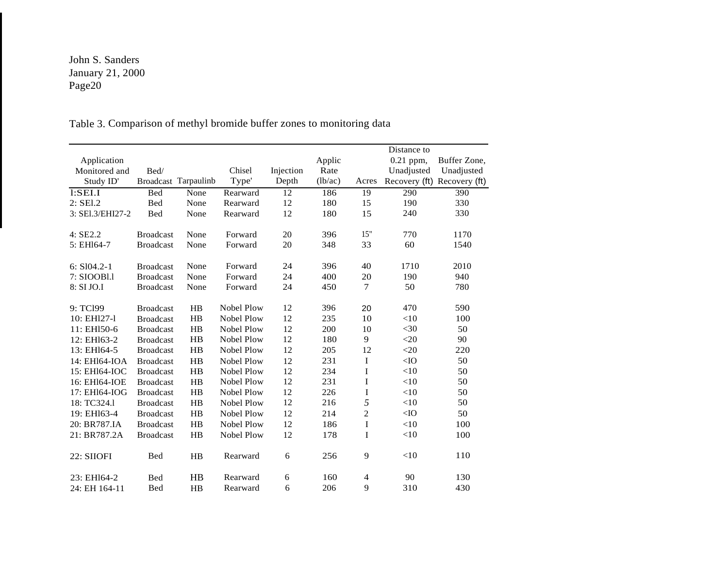John S. Sanders
January 21, 2000
Page20

Table 3. Comparison of methyl bromide buffer zones to monitoring data

| Application Monitored and Study ID' | Bed/ Broadcast | Tarpaulinb | Chisel Type' | Injection Depth | Applic Rate (lb/ac) | Acres | Distance to 0.21 ppm, Unadjusted Recovery (ft) | Buffer Zone, Unadjusted Recovery (ft) |
|---|---|---|---|---|---|---|---|---|
| l:SEI.I | Bed | None | Rearward | 12 | 186 | 19 | 290 | 390 |
| 2: SEl.2 | Bed | None | Rearward | 12 | 180 | 15 | 190 | 330 |
| 3: SEl.3/EHI27-2 | Bed | None | Rearward | 12 | 180 | 15 | 240 | 330 |
| 4: SE2.2 | Broadcast | None | Forward | 20 | 396 | 15" | 770 | 1170 |
| 5: EHl64-7 | Broadcast | None | Forward | 20 | 348 | 33 | 60 | 1540 |
| 6: Sl04.2-1 | Broadcast | None | Forward | 24 | 396 | 40 | 1710 | 2010 |
| 7: SIOOBl.l | Broadcast | None | Forward | 24 | 400 | 20 | 190 | 940 |
| 8: SI JO.I | Broadcast | None | Forward | 24 | 450 | 7 | 50 | 780 |
| 9: TCl99 | Broadcast | HB | Nobel Plow | 12 | 396 | 20 | 470 | 590 |
| 10: EHl27-l | Broadcast | HB | Nobel Plow | 12 | 235 | 10 | <10 | 100 |
| 11: EHl50-6 | Broadcast | HB | Nobel Plow | 12 | 200 | 10 | <30 | 50 |
| 12: EHl63-2 | Broadcast | HB | Nobel Plow | 12 | 180 | 9 | <20 | 90 |
| 13: EHl64-5 | Broadcast | HB | Nobel Plow | 12 | 205 | 12 | <20 | 220 |
| 14: EHl64-IOA | Broadcast | HB | Nobel Plow | 12 | 231 | I | <IO | 50 |
| 15: EHl64-IOC | Broadcast | HB | Nobel Plow | 12 | 234 | I | <10 | 50 |
| 16: EHl64-IOE | Broadcast | HB | Nobel Plow | 12 | 231 | I | <10 | 50 |
| 17: EHl64-IOG | Broadcast | HB | Nobel Plow | 12 | 226 | I | <10 | 50 |
| 18: TC324.l | Broadcast | HB | Nobel Plow | 12 | 216 | 5 | <10 | 50 |
| 19: EHl63-4 | Broadcast | HB | Nobel Plow | 12 | 214 | 2 | <IO | 50 |
| 20: BR787.IA | Broadcast | HB | Nobel Plow | 12 | 186 | I | <10 | 100 |
| 21: BR787.2A | Broadcast | HB | Nobel Plow | 12 | 178 | I | <10 | 100 |
| 22: SIIOFI | Bed | HB | Rearward | 6 | 256 | 9 | <10 | 110 |
| 23: EHl64-2 | Bed | HB | Rearward | 6 | 160 | 4 | 90 | 130 |
| 24: EH 164-11 | Bed | HB | Rearward | 6 | 206 | 9 | 310 | 430 |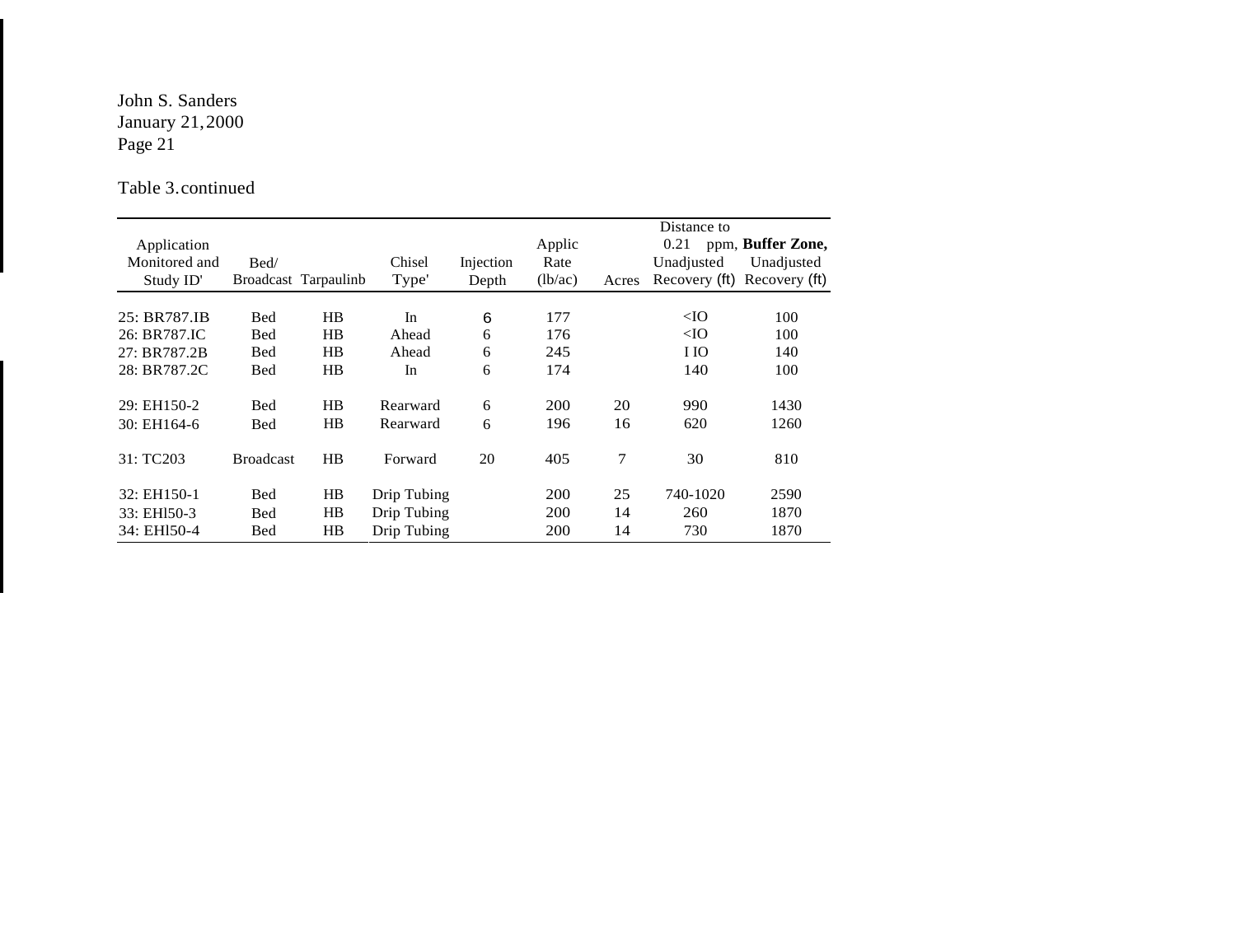John S. Sanders
January 21, 2000
Page 21

Table 3. continued

| Application Monitored and Study ID' | Bed/ Broadcast | Tarpaulinb | Chisel Type' | Injection Depth | Applic Rate (lb/ac) | Acres | Distance to 0.21 ppm, Unadjusted Recovery (ft) | **Buffer Zone,** Unadjusted Recovery (ft) |
|---|---|---|---|---|---|---|---|---|
| 25: BR787.IB | Bed | HB | In | 6 | 177 | | <IO | 100 |
| 26: BR787.IC | Bed | HB | Ahead | 6 | 176 | | <IO | 100 |
| 27: BR787.2B | Bed | HB | Ahead | 6 | 245 | | I IO | 140 |
| 28: BR787.2C | Bed | HB | In | 6 | 174 | | 140 | 100 |
| 29: EH150-2 | Bed | HB | Rearward | 6 | 200 | 20 | 990 | 1430 |
| 30: EH164-6 | Bed | HB | Rearward | 6 | 196 | 16 | 620 | 1260 |
| 31: TC203 | Broadcast | HB | Forward | 20 | 405 | 7 | 30 | 810 |
| 32: EH150-1 | Bed | HB | Drip Tubing | | 200 | 25 | 740-1020 | 2590 |
| 33: EHl50-3 | Bed | HB | Drip Tubing | | 200 | 14 | 260 | 1870 |
| 34: EHl50-4 | Bed | HB | Drip Tubing | | 200 | 14 | 730 | 1870 |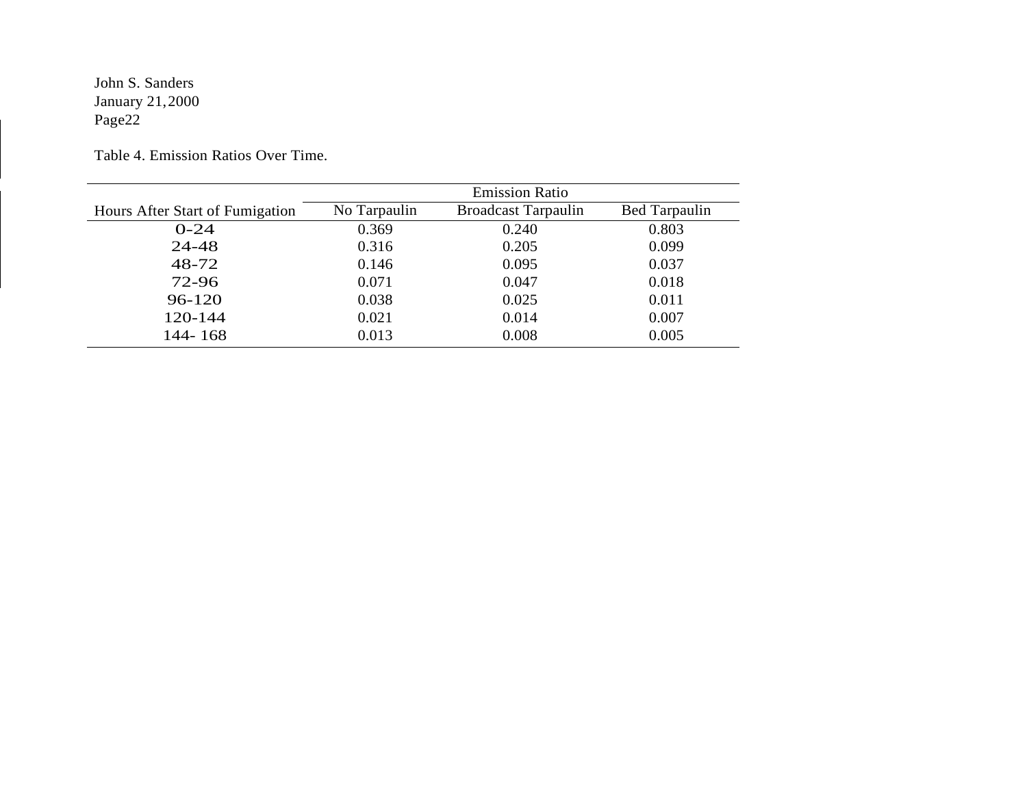Table 4. Emission Ratios Over Time.

| Hours After Start of Fumigation | Emission Ratio | | |
|---|---|---|---|
| | No Tarpaulin | Broadcast Tarpaulin | Bed Tarpaulin |
| 0-24 | 0.369 | 0.240 | 0.803 |
| 24-48 | 0.316 | 0.205 | 0.099 |
| 48-72 | 0.146 | 0.095 | 0.037 |
| 72-96 | 0.071 | 0.047 | 0.018 |
| 96-120 | 0.038 | 0.025 | 0.011 |
| 120-144 | 0.021 | 0.014 | 0.007 |
| 144- 168 | 0.013 | 0.008 | 0.005 |